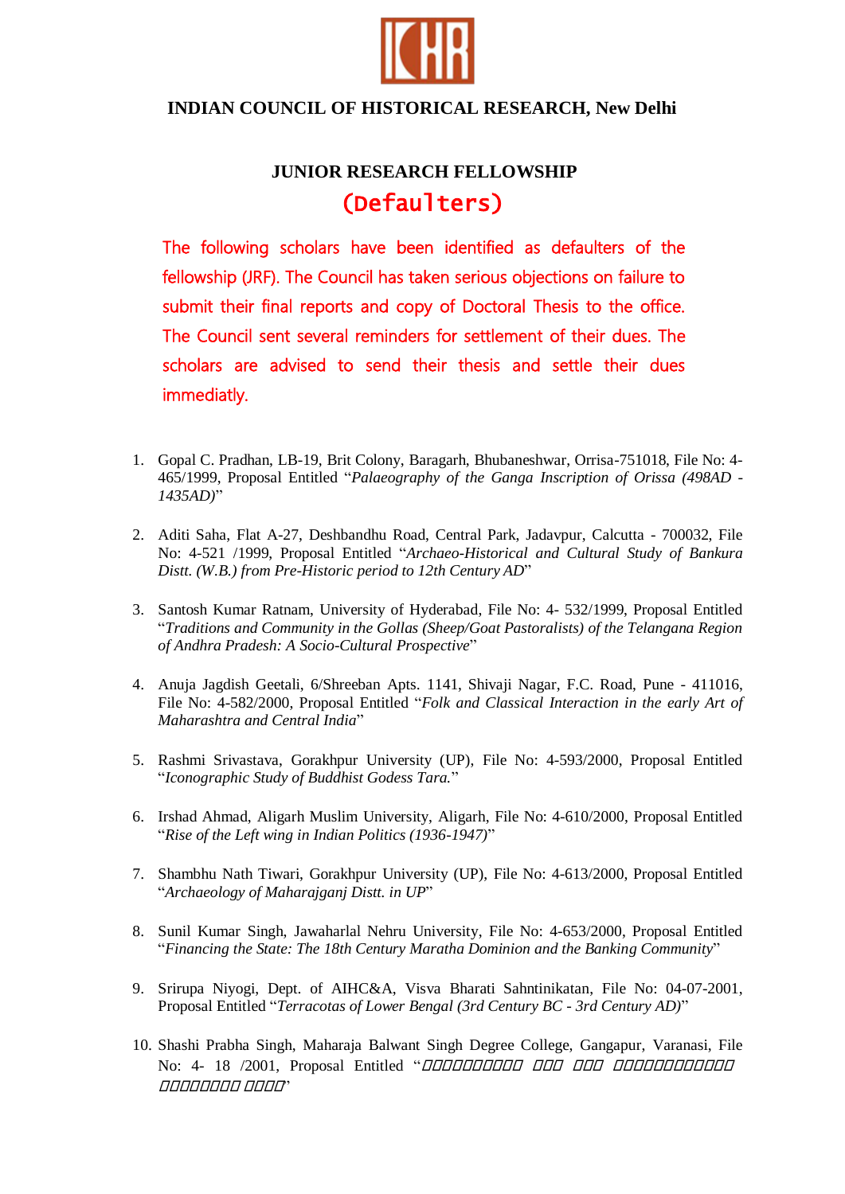# INDIAN COUNCIL OF HISTORICAL RESEARCH, New Delhi

## JUNIOR RESEARCH FELLOWSHIP

## (Defaulters)

The following scholars have been identified as defaulters of the fellowship (JRF). The Council has taken serious objections on failure to submit their final reports and copy of Doctoral Thesis to the office. The Council sent several reminders for settlement of their dues. The scholars are advised to send their thesis and settle their dues immediatly.

1. Gopal C. Pradhan, LB-19, Brit Colony, Baragarh, Bhubaneshwar, Orrisa-751018, File No: 4-465/1999, Proposal Entitled "*Palaeography of the Ganga Inscription of Orissa (498AD - 1435AD)*"

2. Aditi Saha, Flat A-27, Deshbandhu Road, Central Park, Jadavpur, Calcutta - 700032, File No: 4-521 /1999, Proposal Entitled "*Archaeo-Historical and Cultural Study of Bankura Distt. (W.B.) from Pre-Historic period to 12th Century AD*"

3. Santosh Kumar Ratnam, University of Hyderabad, File No: 4- 532/1999, Proposal Entitled "*Traditions and Community in the Gollas (Sheep/Goat Pastoralists) of the Telangana Region of Andhra Pradesh: A Socio-Cultural Prospective*"

4. Anuja Jagdish Geetali, 6/Shreeban Apts. 1141, Shivaji Nagar, F.C. Road, Pune - 411016, File No: 4-582/2000, Proposal Entitled "*Folk and Classical Interaction in the early Art of Maharashtra and Central India*"

5. Rashmi Srivastava, Gorakhpur University (UP), File No: 4-593/2000, Proposal Entitled "*Iconographic Study of Buddhist Godess Tara.*"

6. Irshad Ahmad, Aligarh Muslim University, Aligarh, File No: 4-610/2000, Proposal Entitled "*Rise of the Left wing in Indian Politics (1936-1947)*"

7. Shambhu Nath Tiwari, Gorakhpur University (UP), File No: 4-613/2000, Proposal Entitled "*Archaeology of Maharajganj Distt. in UP*"

8. Sunil Kumar Singh, Jawaharlal Nehru University, File No: 4-653/2000, Proposal Entitled "*Financing the State: The 18th Century Maratha Dominion and the Banking Community*"

9. Srirupa Niyogi, Dept. of AIHC&A, Visva Bharati Sahntinikatan, File No: 04-07-2001, Proposal Entitled "*Terracotas of Lower Bengal (3rd Century BC - 3rd Century AD)*"

10. Shashi Prabha Singh, Maharaja Balwant Singh Degree College, Gangapur, Varanasi, File No: 4- 18 /2001, Proposal Entitled "*�������������� ���� ���� ���������������� ���������� �����*"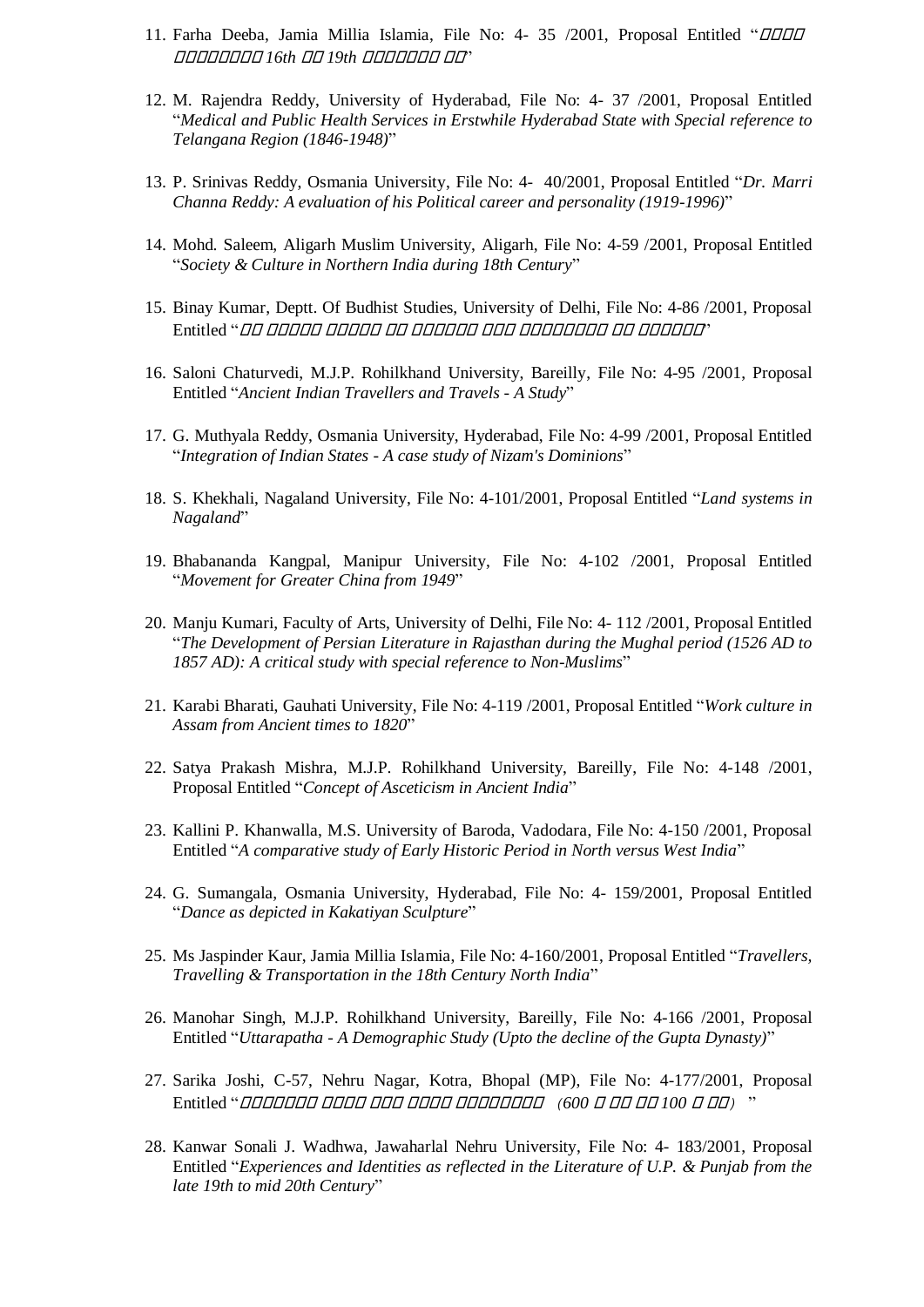11. Farha Deeba, Jamia Millia Islamia, File No: 4- 35 /2001, Proposal Entitled "*□□□□ □□□□□□□□ 16th □□ 19th □□□□□□□ □□*"

12. M. Rajendra Reddy, University of Hyderabad, File No: 4- 37 /2001, Proposal Entitled "*Medical and Public Health Services in Erstwhile Hyderabad State with Special reference to Telangana Region (1846-1948)*"

13. P. Srinivas Reddy, Osmania University, File No: 4- 40/2001, Proposal Entitled "*Dr. Marri Channa Reddy: A evaluation of his Political career and personality (1919-1996)*"

14. Mohd. Saleem, Aligarh Muslim University, Aligarh, File No: 4-59 /2001, Proposal Entitled "*Society & Culture in Northern India during 18th Century*"

15. Binay Kumar, Deptt. Of Budhist Studies, University of Delhi, File No: 4-86 /2001, Proposal Entitled "*□□ □□□□□ □□□□□ □□ □□□□□□ □□□ □□□□□□□□ □□ □□□□□□*"

16. Saloni Chaturvedi, M.J.P. Rohilkhand University, Bareilly, File No: 4-95 /2001, Proposal Entitled "*Ancient Indian Travellers and Travels - A Study*"

17. G. Muthyala Reddy, Osmania University, Hyderabad, File No: 4-99 /2001, Proposal Entitled "*Integration of Indian States - A case study of Nizam's Dominions*"

18. S. Khekhali, Nagaland University, File No: 4-101/2001, Proposal Entitled "*Land systems in Nagaland*"

19. Bhabananda Kangpal, Manipur University, File No: 4-102 /2001, Proposal Entitled "*Movement for Greater China from 1949*"

20. Manju Kumari, Faculty of Arts, University of Delhi, File No: 4- 112 /2001, Proposal Entitled "*The Development of Persian Literature in Rajasthan during the Mughal period (1526 AD to 1857 AD): A critical study with special reference to Non-Muslims*"

21. Karabi Bharati, Gauhati University, File No: 4-119 /2001, Proposal Entitled "*Work culture in Assam from Ancient times to 1820*"

22. Satya Prakash Mishra, M.J.P. Rohilkhand University, Bareilly, File No: 4-148 /2001, Proposal Entitled "*Concept of Asceticism in Ancient India*"

23. Kallini P. Khanwalla, M.S. University of Baroda, Vadodara, File No: 4-150 /2001, Proposal Entitled "*A comparative study of Early Historic Period in North versus West India*"

24. G. Sumangala, Osmania University, Hyderabad, File No: 4- 159/2001, Proposal Entitled "*Dance as depicted in Kakatiyan Sculpture*"

25. Ms Jaspinder Kaur, Jamia Millia Islamia, File No: 4-160/2001, Proposal Entitled "*Travellers, Travelling & Transportation in the 18th Century North India*"

26. Manohar Singh, M.J.P. Rohilkhand University, Bareilly, File No: 4-166 /2001, Proposal Entitled "*Uttarapatha - A Demographic Study (Upto the decline of the Gupta Dynasty)*"

27. Sarika Joshi, C-57, Nehru Nagar, Kotra, Bhopal (MP), File No: 4-177/2001, Proposal Entitled "*□□□□□□□ □□□□ □□□ □□□□□ □□□□□□□□ (600 □ □□ □□ 100 □ □□)* "

28. Kanwar Sonali J. Wadhwa, Jawaharlal Nehru University, File No: 4- 183/2001, Proposal Entitled "*Experiences and Identities as reflected in the Literature of U.P. & Punjab from the late 19th to mid 20th Century*"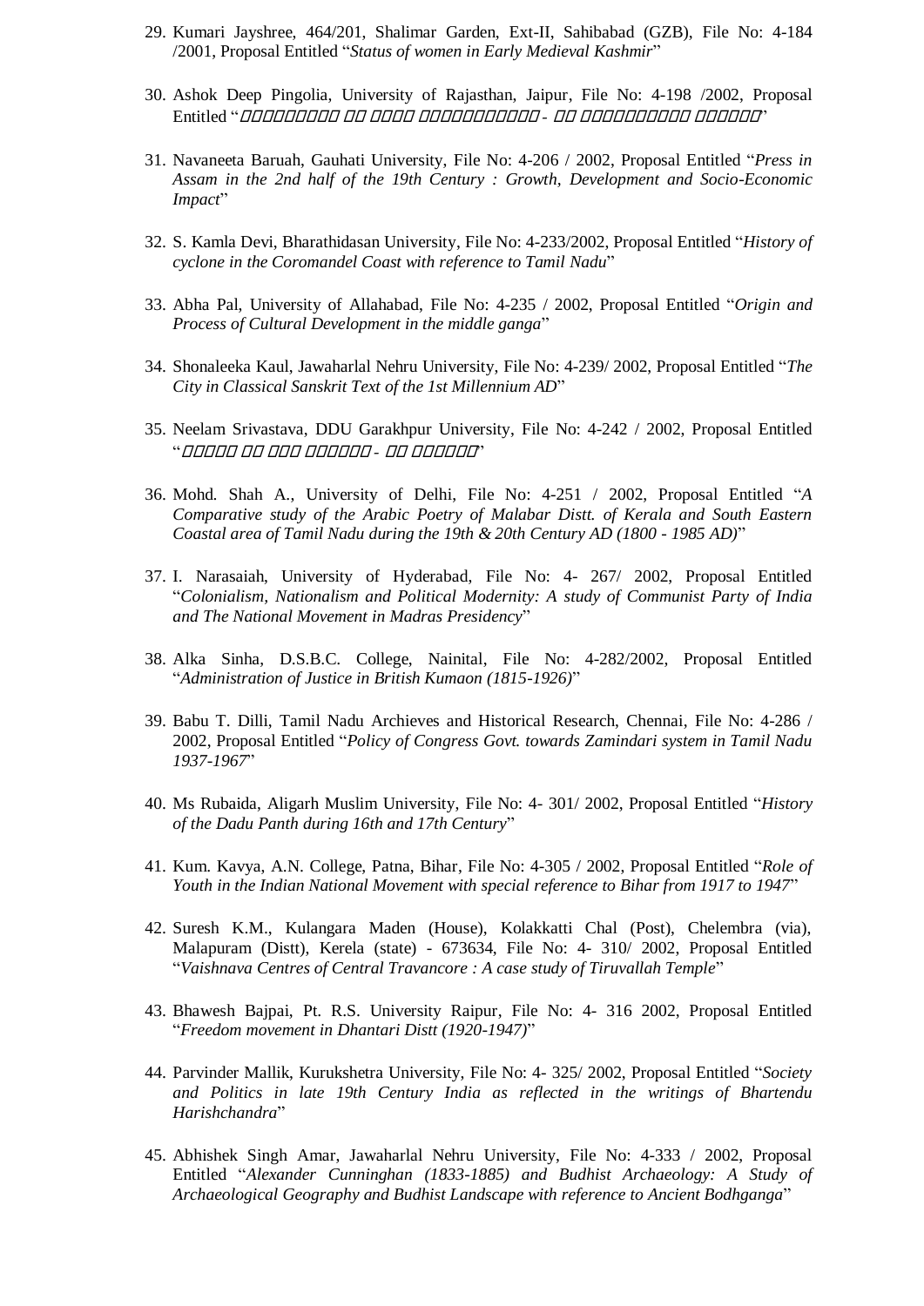29. Kumari Jayshree, 464/201, Shalimar Garden, Ext-II, Sahibabad (GZB), File No: 4-184 /2001, Proposal Entitled "*Status of women in Early Medieval Kashmir*"

30. Ashok Deep Pingolia, University of Rajasthan, Jaipur, File No: 4-198 /2002, Proposal Entitled "□□□□□□□□□ □□ □□□□ □□□□□□□□□□□ - □□ □□□□□□□□□□ □□□□□□"

31. Navaneeta Baruah, Gauhati University, File No: 4-206 / 2002, Proposal Entitled "*Press in Assam in the 2nd half of the 19th Century : Growth, Development and Socio-Economic Impact*"

32. S. Kamla Devi, Bharathidasan University, File No: 4-233/2002, Proposal Entitled "*History of cyclone in the Coromandel Coast with reference to Tamil Nadu*"

33. Abha Pal, University of Allahabad, File No: 4-235 / 2002, Proposal Entitled "*Origin and Process of Cultural Development in the middle ganga*"

34. Shonaleeka Kaul, Jawaharlal Nehru University, File No: 4-239/ 2002, Proposal Entitled "*The City in Classical Sanskrit Text of the 1st Millennium AD*"

35. Neelam Srivastava, DDU Garakhpur University, File No: 4-242 / 2002, Proposal Entitled "□□□□□ □□ □□□ □□□□□□ - □□ □□□□□□"

36. Mohd. Shah A., University of Delhi, File No: 4-251 / 2002, Proposal Entitled "*A Comparative study of the Arabic Poetry of Malabar Distt. of Kerala and South Eastern Coastal area of Tamil Nadu during the 19th & 20th Century AD (1800 - 1985 AD)*"

37. I. Narasaiah, University of Hyderabad, File No: 4- 267/ 2002, Proposal Entitled "*Colonialism, Nationalism and Political Modernity: A study of Communist Party of India and The National Movement in Madras Presidency*"

38. Alka Sinha, D.S.B.C. College, Nainital, File No: 4-282/2002, Proposal Entitled "*Administration of Justice in British Kumaon (1815-1926)*"

39. Babu T. Dilli, Tamil Nadu Archieves and Historical Research, Chennai, File No: 4-286 / 2002, Proposal Entitled "*Policy of Congress Govt. towards Zamindari system in Tamil Nadu 1937-1967*"

40. Ms Rubaida, Aligarh Muslim University, File No: 4- 301/ 2002, Proposal Entitled "*History of the Dadu Panth during 16th and 17th Century*"

41. Kum. Kavya, A.N. College, Patna, Bihar, File No: 4-305 / 2002, Proposal Entitled "*Role of Youth in the Indian National Movement with special reference to Bihar from 1917 to 1947*"

42. Suresh K.M., Kulangara Maden (House), Kolakkatti Chal (Post), Chelembra (via), Malapuram (Distt), Kerela (state) - 673634, File No: 4- 310/ 2002, Proposal Entitled "*Vaishnava Centres of Central Travancore : A case study of Tiruvallah Temple*"

43. Bhawesh Bajpai, Pt. R.S. University Raipur, File No: 4- 316 2002, Proposal Entitled "*Freedom movement in Dhantari Distt (1920-1947)*"

44. Parvinder Mallik, Kurukshetra University, File No: 4- 325/ 2002, Proposal Entitled "*Society and Politics in late 19th Century India as reflected in the writings of Bhartendu Harishchandra*"

45. Abhishek Singh Amar, Jawaharlal Nehru University, File No: 4-333 / 2002, Proposal Entitled "*Alexander Cunninghan (1833-1885) and Budhist Archaeology: A Study of Archaeological Geography and Budhist Landscape with reference to Ancient Bodhganga*"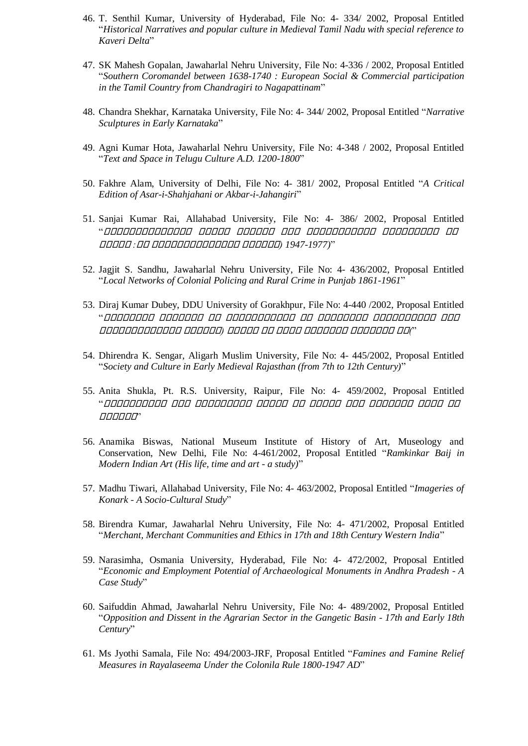46. T. Senthil Kumar, University of Hyderabad, File No: 4- 334/ 2002, Proposal Entitled "*Historical Narratives and popular culture in Medieval Tamil Nadu with special reference to Kaveri Delta*"

47. SK Mahesh Gopalan, Jawaharlal Nehru University, File No: 4-336 / 2002, Proposal Entitled "*Southern Coromandel between 1638-1740 : European Social & Commercial participation in the Tamil Country from Chandragiri to Nagapattinam*"

48. Chandra Shekhar, Karnataka University, File No: 4- 344/ 2002, Proposal Entitled "*Narrative Sculptures in Early Karnataka*"

49. Agni Kumar Hota, Jawaharlal Nehru University, File No: 4-348 / 2002, Proposal Entitled "*Text and Space in Telugu Culture A.D. 1200-1800*"

50. Fakhre Alam, University of Delhi, File No: 4- 381/ 2002, Proposal Entitled "*A Critical Edition of Asar-i-Shahjahani or Akbar-i-Jahangiri*"

51. Sanjai Kumar Rai, Allahabad University, File No: 4- 386/ 2002, Proposal Entitled "*□□□□□□□□□□□□□□ □□□□□ □□□□□□ □□□ □□□□□□□□□□□ □□□□□□□□□ □□ □□□□□ :□□ □□□□□□□□□□□□□ □□□□□□) 1947-1977)*"

52. Jagjit S. Sandhu, Jawaharlal Nehru University, File No: 4- 436/2002, Proposal Entitled "*Local Networks of Colonial Policing and Rural Crime in Punjab 1861-1961*"

53. Diraj Kumar Dubey, DDU University of Gorakhpur, File No: 4-440 /2002, Proposal Entitled "*□□□□□□□□ □□□□□□□□ □□ □□□□□□□□□□□□ □□ □□□□□□□□□ □□□□□□□□□□□ □□□ □□□□□□□□□□□□□ □□□□□□□) □□□□□□ □□ □□□□□ □□□□□□□□ □□□□□□□□ □□(*"

54. Dhirendra K. Sengar, Aligarh Muslim University, File No: 4- 445/2002, Proposal Entitled "*Society and Culture in Early Medieval Rajasthan (from 7th to 12th Century)*"

55. Anita Shukla, Pt. R.S. University, Raipur, File No: 4- 459/2002, Proposal Entitled "*□□□□□□□□□□□ □□□ □□□□□□□□□□ □□□□□□ □□ □□□□□□ □□□ □□□□□□□□ □□□□□ □□ □□□□□□□*"

56. Anamika Biswas, National Museum Institute of History of Art, Museology and Conservation, New Delhi, File No: 4-461/2002, Proposal Entitled "*Ramkinkar Baij in Modern Indian Art (His life, time and art - a study)*"

57. Madhu Tiwari, Allahabad University, File No: 4- 463/2002, Proposal Entitled "*Imageries of Konark - A Socio-Cultural Study*"

58. Birendra Kumar, Jawaharlal Nehru University, File No: 4- 471/2002, Proposal Entitled "*Merchant, Merchant Communities and Ethics in 17th and 18th Century Western India*"

59. Narasimha, Osmania University, Hyderabad, File No: 4- 472/2002, Proposal Entitled "*Economic and Employment Potential of Archaeological Monuments in Andhra Pradesh - A Case Study*"

60. Saifuddin Ahmad, Jawaharlal Nehru University, File No: 4- 489/2002, Proposal Entitled "*Opposition and Dissent in the Agrarian Sector in the Gangetic Basin - 17th and Early 18th Century*"

61. Ms Jyothi Samala, File No: 494/2003-JRF, Proposal Entitled "*Famines and Famine Relief Measures in Rayalaseema Under the Colonila Rule 1800-1947 AD*"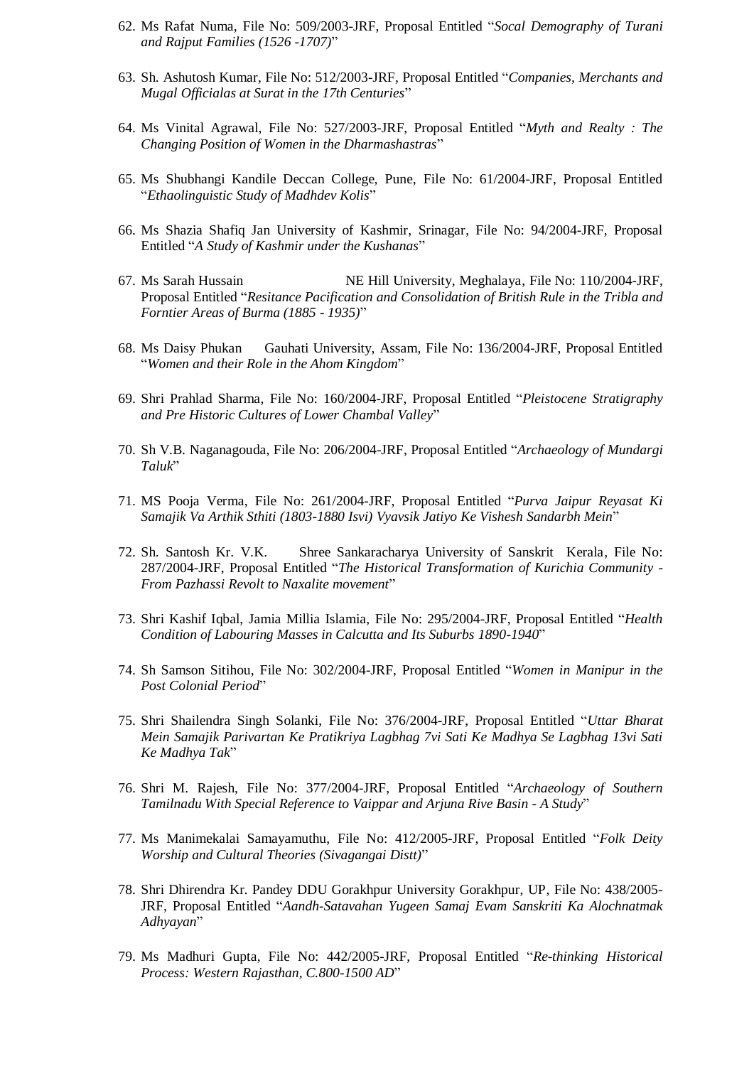62. Ms Rafat Numa, File No: 509/2003-JRF, Proposal Entitled "*Socal Demography of Turani and Rajput Families (1526 -1707)*"

63. Sh. Ashutosh Kumar, File No: 512/2003-JRF, Proposal Entitled "*Companies, Merchants and Mugal Officialas at Surat in the 17th Centuries*"

64. Ms Vinital Agrawal, File No: 527/2003-JRF, Proposal Entitled "*Myth and Realty : The Changing Position of Women in the Dharmashastras*"

65. Ms Shubhangi Kandile Deccan College, Pune, File No: 61/2004-JRF, Proposal Entitled "*Ethaolinguistic Study of Madhdev Kolis*"

66. Ms Shazia Shafiq Jan University of Kashmir, Srinagar, File No: 94/2004-JRF, Proposal Entitled "*A Study of Kashmir under the Kushanas*"

67. Ms Sarah Hussain NE Hill University, Meghalaya, File No: 110/2004-JRF, Proposal Entitled "*Resitance Pacification and Consolidation of British Rule in the Tribla and Forntier Areas of Burma (1885 - 1935)*"

68. Ms Daisy Phukan Gauhati University, Assam, File No: 136/2004-JRF, Proposal Entitled "*Women and their Role in the Ahom Kingdom*"

69. Shri Prahlad Sharma, File No: 160/2004-JRF, Proposal Entitled "*Pleistocene Stratigraphy and Pre Historic Cultures of Lower Chambal Valley*"

70. Sh V.B. Naganagouda, File No: 206/2004-JRF, Proposal Entitled "*Archaeology of Mundargi Taluk*"

71. MS Pooja Verma, File No: 261/2004-JRF, Proposal Entitled "*Purva Jaipur Reyasat Ki Samajik Va Arthik Sthiti (1803-1880 Isvi) Vyavsik Jatiyo Ke Vishesh Sandarbh Mein*"

72. Sh. Santosh Kr. V.K. Shree Sankaracharya University of Sanskrit Kerala, File No: 287/2004-JRF, Proposal Entitled "*The Historical Transformation of Kurichia Community - From Pazhassi Revolt to Naxalite movement*"

73. Shri Kashif Iqbal, Jamia Millia Islamia, File No: 295/2004-JRF, Proposal Entitled "*Health Condition of Labouring Masses in Calcutta and Its Suburbs 1890-1940*"

74. Sh Samson Sitihou, File No: 302/2004-JRF, Proposal Entitled "*Women in Manipur in the Post Colonial Period*"

75. Shri Shailendra Singh Solanki, File No: 376/2004-JRF, Proposal Entitled "*Uttar Bharat Mein Samajik Parivartan Ke Pratikriya Lagbhag 7vi Sati Ke Madhya Se Lagbhag 13vi Sati Ke Madhya Tak*"

76. Shri M. Rajesh, File No: 377/2004-JRF, Proposal Entitled "*Archaeology of Southern Tamilnadu With Special Reference to Vaippar and Arjuna Rive Basin - A Study*"

77. Ms Manimekalai Samayamuthu, File No: 412/2005-JRF, Proposal Entitled "*Folk Deity Worship and Cultural Theories (Sivagangai Distt)*"

78. Shri Dhirendra Kr. Pandey DDU Gorakhpur University Gorakhpur, UP, File No: 438/2005-JRF, Proposal Entitled "*Aandh-Satavahan Yugeen Samaj Evam Sanskriti Ka Alochnatmak Adhyayan*"

79. Ms Madhuri Gupta, File No: 442/2005-JRF, Proposal Entitled "*Re-thinking Historical Process: Western Rajasthan, C.800-1500 AD*"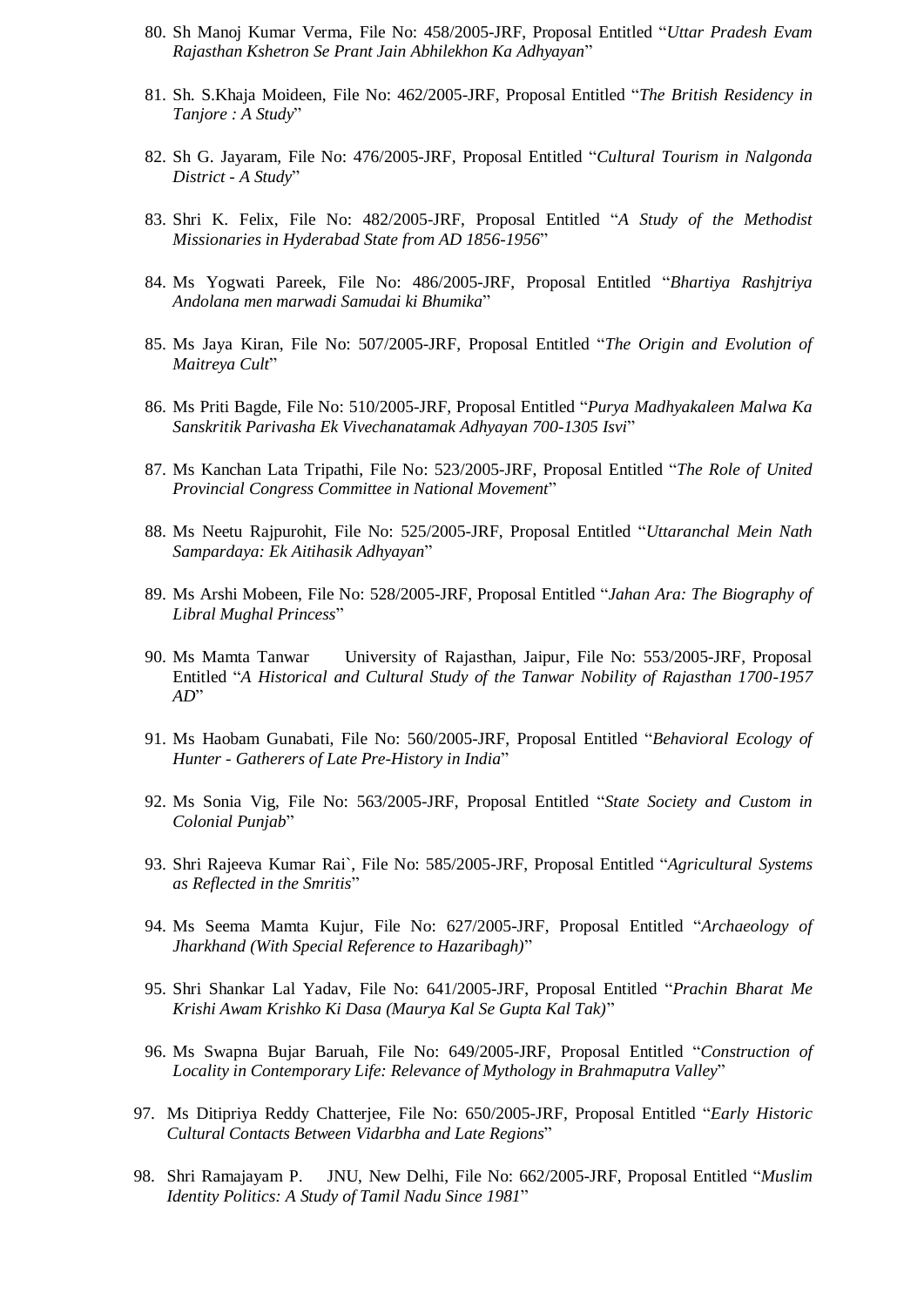80. Sh Manoj Kumar Verma, File No: 458/2005-JRF, Proposal Entitled "*Uttar Pradesh Evam Rajasthan Kshetron Se Prant Jain Abhilekhon Ka Adhyayan*"

81. Sh. S.Khaja Moideen, File No: 462/2005-JRF, Proposal Entitled "*The British Residency in Tanjore : A Study*"

82. Sh G. Jayaram, File No: 476/2005-JRF, Proposal Entitled "*Cultural Tourism in Nalgonda District - A Study*"

83. Shri K. Felix, File No: 482/2005-JRF, Proposal Entitled "*A Study of the Methodist Missionaries in Hyderabad State from AD 1856-1956*"

84. Ms Yogwati Pareek, File No: 486/2005-JRF, Proposal Entitled "*Bhartiya Rashjtriya Andolana men marwadi Samudai ki Bhumika*"

85. Ms Jaya Kiran, File No: 507/2005-JRF, Proposal Entitled "*The Origin and Evolution of Maitreya Cult*"

86. Ms Priti Bagde, File No: 510/2005-JRF, Proposal Entitled "*Purya Madhyakaleen Malwa Ka Sanskritik Parivasha Ek Vivechanatamak Adhyayan 700-1305 Isvi*"

87. Ms Kanchan Lata Tripathi, File No: 523/2005-JRF, Proposal Entitled "*The Role of United Provincial Congress Committee in National Movement*"

88. Ms Neetu Rajpurohit, File No: 525/2005-JRF, Proposal Entitled "*Uttaranchal Mein Nath Sampardaya: Ek Aitihasik Adhyayan*"

89. Ms Arshi Mobeen, File No: 528/2005-JRF, Proposal Entitled "*Jahan Ara: The Biography of Libral Mughal Princess*"

90. Ms Mamta Tanwar University of Rajasthan, Jaipur, File No: 553/2005-JRF, Proposal Entitled "*A Historical and Cultural Study of the Tanwar Nobility of Rajasthan 1700-1957 AD*"

91. Ms Haobam Gunabati, File No: 560/2005-JRF, Proposal Entitled "*Behavioral Ecology of Hunter - Gatherers of Late Pre-History in India*"

92. Ms Sonia Vig, File No: 563/2005-JRF, Proposal Entitled "*State Society and Custom in Colonial Punjab*"

93. Shri Rajeeva Kumar Rai`, File No: 585/2005-JRF, Proposal Entitled "*Agricultural Systems as Reflected in the Smritis*"

94. Ms Seema Mamta Kujur, File No: 627/2005-JRF, Proposal Entitled "*Archaeology of Jharkhand (With Special Reference to Hazaribagh)*"

95. Shri Shankar Lal Yadav, File No: 641/2005-JRF, Proposal Entitled "*Prachin Bharat Me Krishi Awam Krishko Ki Dasa (Maurya Kal Se Gupta Kal Tak)*"

96. Ms Swapna Bujar Baruah, File No: 649/2005-JRF, Proposal Entitled "*Construction of Locality in Contemporary Life: Relevance of Mythology in Brahmaputra Valley*"

97. Ms Ditipriya Reddy Chatterjee, File No: 650/2005-JRF, Proposal Entitled "*Early Historic Cultural Contacts Between Vidarbha and Late Regions*"

98. Shri Ramajayam P. JNU, New Delhi, File No: 662/2005-JRF, Proposal Entitled "*Muslim Identity Politics: A Study of Tamil Nadu Since 1981*"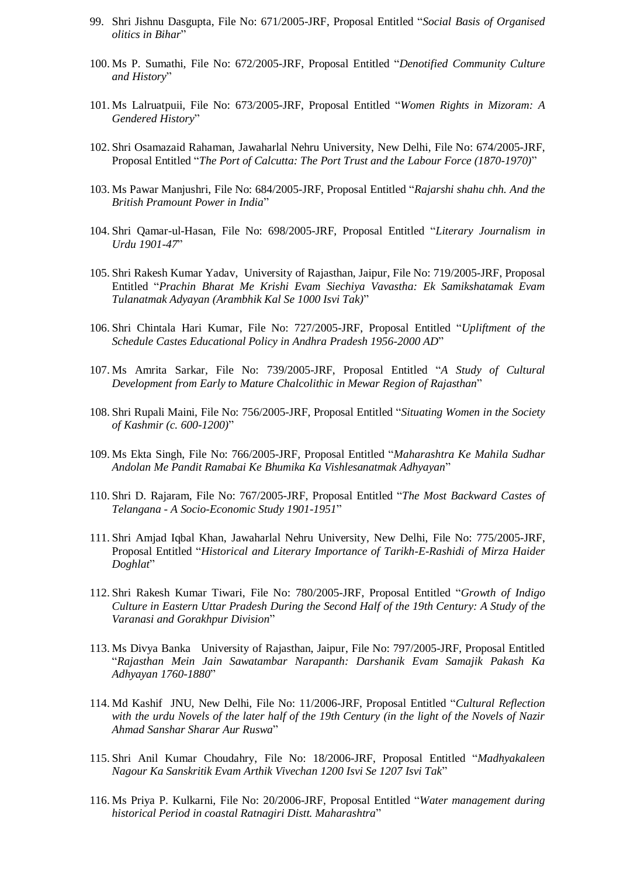99. Shri Jishnu Dasgupta, File No: 671/2005-JRF, Proposal Entitled "*Social Basis of Organised olitics in Bihar*"

100. Ms P. Sumathi, File No: 672/2005-JRF, Proposal Entitled "*Denotified Community Culture and History*"

101. Ms Lalruatpuii, File No: 673/2005-JRF, Proposal Entitled "*Women Rights in Mizoram: A Gendered History*"

102. Shri Osamazaid Rahaman, Jawaharlal Nehru University, New Delhi, File No: 674/2005-JRF, Proposal Entitled "*The Port of Calcutta: The Port Trust and the Labour Force (1870-1970)*"

103. Ms Pawar Manjushri, File No: 684/2005-JRF, Proposal Entitled "*Rajarshi shahu chh. And the British Pramount Power in India*"

104. Shri Qamar-ul-Hasan, File No: 698/2005-JRF, Proposal Entitled "*Literary Journalism in Urdu 1901-47*"

105. Shri Rakesh Kumar Yadav, University of Rajasthan, Jaipur, File No: 719/2005-JRF, Proposal Entitled "*Prachin Bharat Me Krishi Evam Siechiya Vavastha: Ek Samikshatamak Evam Tulanatmak Adyayan (Arambhik Kal Se 1000 Isvi Tak)*"

106. Shri Chintala Hari Kumar, File No: 727/2005-JRF, Proposal Entitled "*Upliftment of the Schedule Castes Educational Policy in Andhra Pradesh 1956-2000 AD*"

107. Ms Amrita Sarkar, File No: 739/2005-JRF, Proposal Entitled "*A Study of Cultural Development from Early to Mature Chalcolithic in Mewar Region of Rajasthan*"

108. Shri Rupali Maini, File No: 756/2005-JRF, Proposal Entitled "*Situating Women in the Society of Kashmir (c. 600-1200)*"

109. Ms Ekta Singh, File No: 766/2005-JRF, Proposal Entitled "*Maharashtra Ke Mahila Sudhar Andolan Me Pandit Ramabai Ke Bhumika Ka Vishlesanatmak Adhyayan*"

110. Shri D. Rajaram, File No: 767/2005-JRF, Proposal Entitled "*The Most Backward Castes of Telangana - A Socio-Economic Study 1901-1951*"

111. Shri Amjad Iqbal Khan, Jawaharlal Nehru University, New Delhi, File No: 775/2005-JRF, Proposal Entitled "*Historical and Literary Importance of Tarikh-E-Rashidi of Mirza Haider Doghlat*"

112. Shri Rakesh Kumar Tiwari, File No: 780/2005-JRF, Proposal Entitled "*Growth of Indigo Culture in Eastern Uttar Pradesh During the Second Half of the 19th Century: A Study of the Varanasi and Gorakhpur Division*"

113. Ms Divya Banka University of Rajasthan, Jaipur, File No: 797/2005-JRF, Proposal Entitled "*Rajasthan Mein Jain Sawatambar Narapanth: Darshanik Evam Samajik Pakash Ka Adhyayan 1760-1880*"

114. Md Kashif JNU, New Delhi, File No: 11/2006-JRF, Proposal Entitled "*Cultural Reflection with the urdu Novels of the later half of the 19th Century (in the light of the Novels of Nazir Ahmad Sanshar Sharar Aur Ruswa*"

115. Shri Anil Kumar Choudahry, File No: 18/2006-JRF, Proposal Entitled "*Madhyakaleen Nagour Ka Sanskritik Evam Arthik Vivechan 1200 Isvi Se 1207 Isvi Tak*"

116. Ms Priya P. Kulkarni, File No: 20/2006-JRF, Proposal Entitled "*Water management during historical Period in coastal Ratnagiri Distt. Maharashtra*"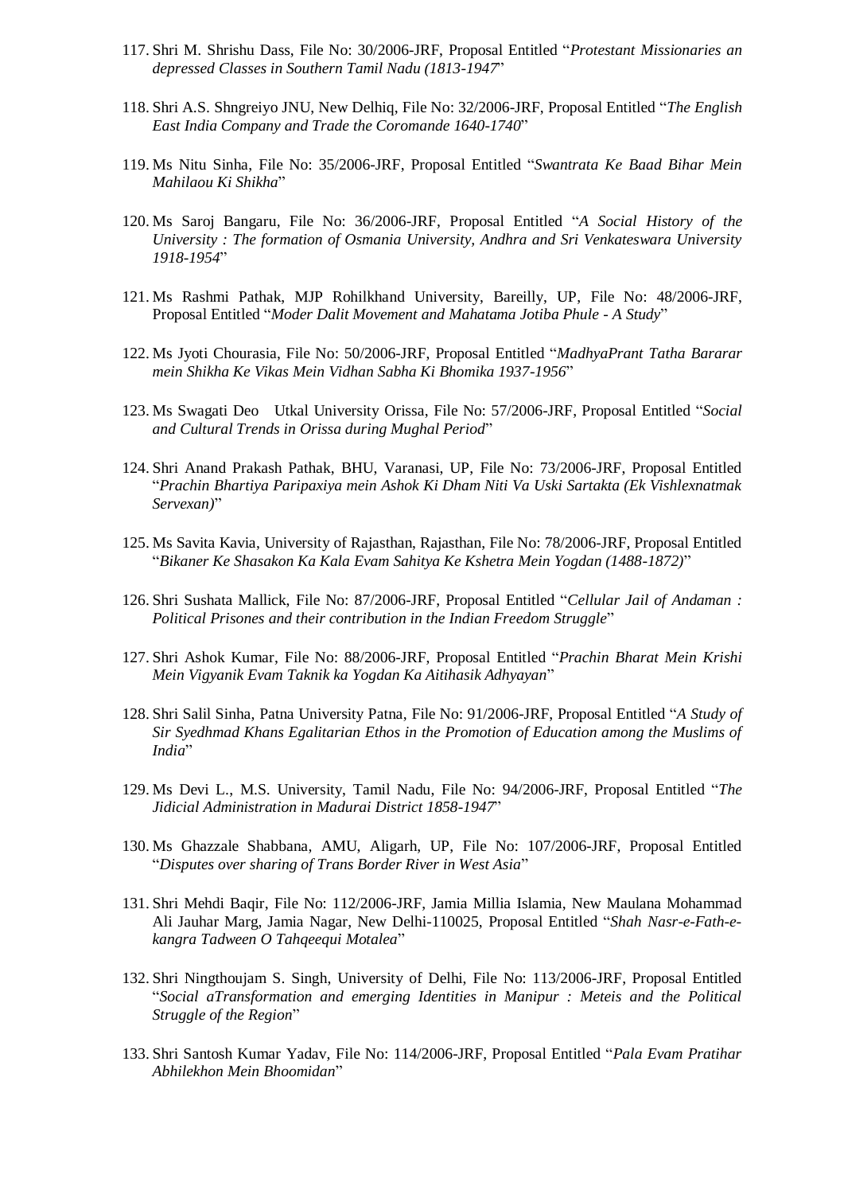117. Shri M. Shrishu Dass, File No: 30/2006-JRF, Proposal Entitled "*Protestant Missionaries an depressed Classes in Southern Tamil Nadu (1813-1947*"

118. Shri A.S. Shngreiyo JNU, New Delhiq, File No: 32/2006-JRF, Proposal Entitled "*The English East India Company and Trade the Coromande 1640-1740*"

119. Ms Nitu Sinha, File No: 35/2006-JRF, Proposal Entitled "*Swantrata Ke Baad Bihar Mein Mahilaou Ki Shikha*"

120. Ms Saroj Bangaru, File No: 36/2006-JRF, Proposal Entitled "*A Social History of the University : The formation of Osmania University, Andhra and Sri Venkateswara University 1918-1954*"

121. Ms Rashmi Pathak, MJP Rohilkhand University, Bareilly, UP, File No: 48/2006-JRF, Proposal Entitled "*Moder Dalit Movement and Mahatama Jotiba Phule - A Study*"

122. Ms Jyoti Chourasia, File No: 50/2006-JRF, Proposal Entitled "*MadhyaPrant Tatha Bararar mein Shikha Ke Vikas Mein Vidhan Sabha Ki Bhomika 1937-1956*"

123. Ms Swagati Deo Utkal University Orissa, File No: 57/2006-JRF, Proposal Entitled "*Social and Cultural Trends in Orissa during Mughal Period*"

124. Shri Anand Prakash Pathak, BHU, Varanasi, UP, File No: 73/2006-JRF, Proposal Entitled "*Prachin Bhartiya Paripaxiya mein Ashok Ki Dham Niti Va Uski Sartakta (Ek Vishlexnatmak Servexan)*"

125. Ms Savita Kavia, University of Rajasthan, Rajasthan, File No: 78/2006-JRF, Proposal Entitled "*Bikaner Ke Shasakon Ka Kala Evam Sahitya Ke Kshetra Mein Yogdan (1488-1872)*"

126. Shri Sushata Mallick, File No: 87/2006-JRF, Proposal Entitled "*Cellular Jail of Andaman : Political Prisones and their contribution in the Indian Freedom Struggle*"

127. Shri Ashok Kumar, File No: 88/2006-JRF, Proposal Entitled "*Prachin Bharat Mein Krishi Mein Vigyanik Evam Taknik ka Yogdan Ka Aitihasik Adhyayan*"

128. Shri Salil Sinha, Patna University Patna, File No: 91/2006-JRF, Proposal Entitled "*A Study of Sir Syedhmad Khans Egalitarian Ethos in the Promotion of Education among the Muslims of India*"

129. Ms Devi L., M.S. University, Tamil Nadu, File No: 94/2006-JRF, Proposal Entitled "*The Jidicial Administration in Madurai District 1858-1947*"

130. Ms Ghazzale Shabbana, AMU, Aligarh, UP, File No: 107/2006-JRF, Proposal Entitled "*Disputes over sharing of Trans Border River in West Asia*"

131. Shri Mehdi Baqir, File No: 112/2006-JRF, Jamia Millia Islamia, New Maulana Mohammad Ali Jauhar Marg, Jamia Nagar, New Delhi-110025, Proposal Entitled "*Shah Nasr-e-Fath-e-kangra Tadween O Tahqeequi Motalea*"

132. Shri Ningthoujam S. Singh, University of Delhi, File No: 113/2006-JRF, Proposal Entitled "*Social aTransformation and emerging Identities in Manipur : Meteis and the Political Struggle of the Region*"

133. Shri Santosh Kumar Yadav, File No: 114/2006-JRF, Proposal Entitled "*Pala Evam Pratihar Abhilekhon Mein Bhoomidan*"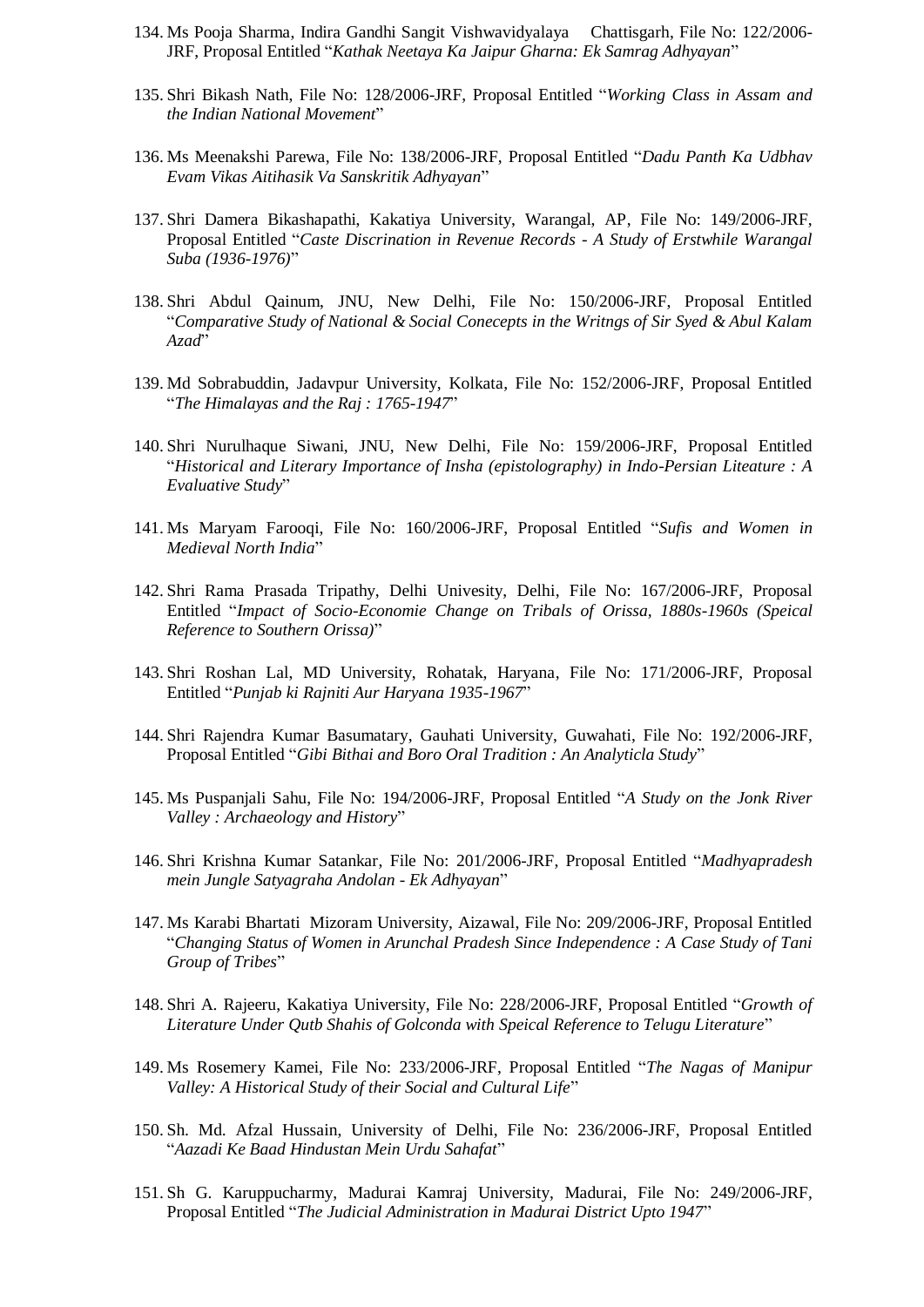134. Ms Pooja Sharma, Indira Gandhi Sangit Vishwavidyalaya Chattisgarh, File No: 122/2006-JRF, Proposal Entitled "*Kathak Neetaya Ka Jaipur Gharna: Ek Samrag Adhyayan*"

135. Shri Bikash Nath, File No: 128/2006-JRF, Proposal Entitled "*Working Class in Assam and the Indian National Movement*"

136. Ms Meenakshi Parewa, File No: 138/2006-JRF, Proposal Entitled "*Dadu Panth Ka Udbhav Evam Vikas Aitihasik Va Sanskritik Adhyayan*"

137. Shri Damera Bikashapathi, Kakatiya University, Warangal, AP, File No: 149/2006-JRF, Proposal Entitled "*Caste Discrination in Revenue Records - A Study of Erstwhile Warangal Suba (1936-1976)*"

138. Shri Abdul Qainum, JNU, New Delhi, File No: 150/2006-JRF, Proposal Entitled "*Comparative Study of National & Social Conecepts in the Writngs of Sir Syed & Abul Kalam Azad*"

139. Md Sobrabuddin, Jadavpur University, Kolkata, File No: 152/2006-JRF, Proposal Entitled "*The Himalayas and the Raj : 1765-1947*"

140. Shri Nurulhaque Siwani, JNU, New Delhi, File No: 159/2006-JRF, Proposal Entitled "*Historical and Literary Importance of Insha (epistolography) in Indo-Persian Liteature : A Evaluative Study*"

141. Ms Maryam Farooqi, File No: 160/2006-JRF, Proposal Entitled "*Sufis and Women in Medieval North India*"

142. Shri Rama Prasada Tripathy, Delhi Univesity, Delhi, File No: 167/2006-JRF, Proposal Entitled "*Impact of Socio-Economie Change on Tribals of Orissa, 1880s-1960s (Speical Reference to Southern Orissa)*"

143. Shri Roshan Lal, MD University, Rohatak, Haryana, File No: 171/2006-JRF, Proposal Entitled "*Punjab ki Rajniti Aur Haryana 1935-1967*"

144. Shri Rajendra Kumar Basumatary, Gauhati University, Guwahati, File No: 192/2006-JRF, Proposal Entitled "*Gibi Bithai and Boro Oral Tradition : An Analyticla Study*"

145. Ms Puspanjali Sahu, File No: 194/2006-JRF, Proposal Entitled "*A Study on the Jonk River Valley : Archaeology and History*"

146. Shri Krishna Kumar Satankar, File No: 201/2006-JRF, Proposal Entitled "*Madhyapradesh mein Jungle Satyagraha Andolan - Ek Adhyayan*"

147. Ms Karabi Bhartati Mizoram University, Aizawal, File No: 209/2006-JRF, Proposal Entitled "*Changing Status of Women in Arunchal Pradesh Since Independence : A Case Study of Tani Group of Tribes*"

148. Shri A. Rajeeru, Kakatiya University, File No: 228/2006-JRF, Proposal Entitled "*Growth of Literature Under Qutb Shahis of Golconda with Speical Reference to Telugu Literature*"

149. Ms Rosemery Kamei, File No: 233/2006-JRF, Proposal Entitled "*The Nagas of Manipur Valley: A Historical Study of their Social and Cultural Life*"

150. Sh. Md. Afzal Hussain, University of Delhi, File No: 236/2006-JRF, Proposal Entitled "*Aazadi Ke Baad Hindustan Mein Urdu Sahafat*"

151. Sh G. Karuppucharmy, Madurai Kamraj University, Madurai, File No: 249/2006-JRF, Proposal Entitled "*The Judicial Administration in Madurai District Upto 1947*"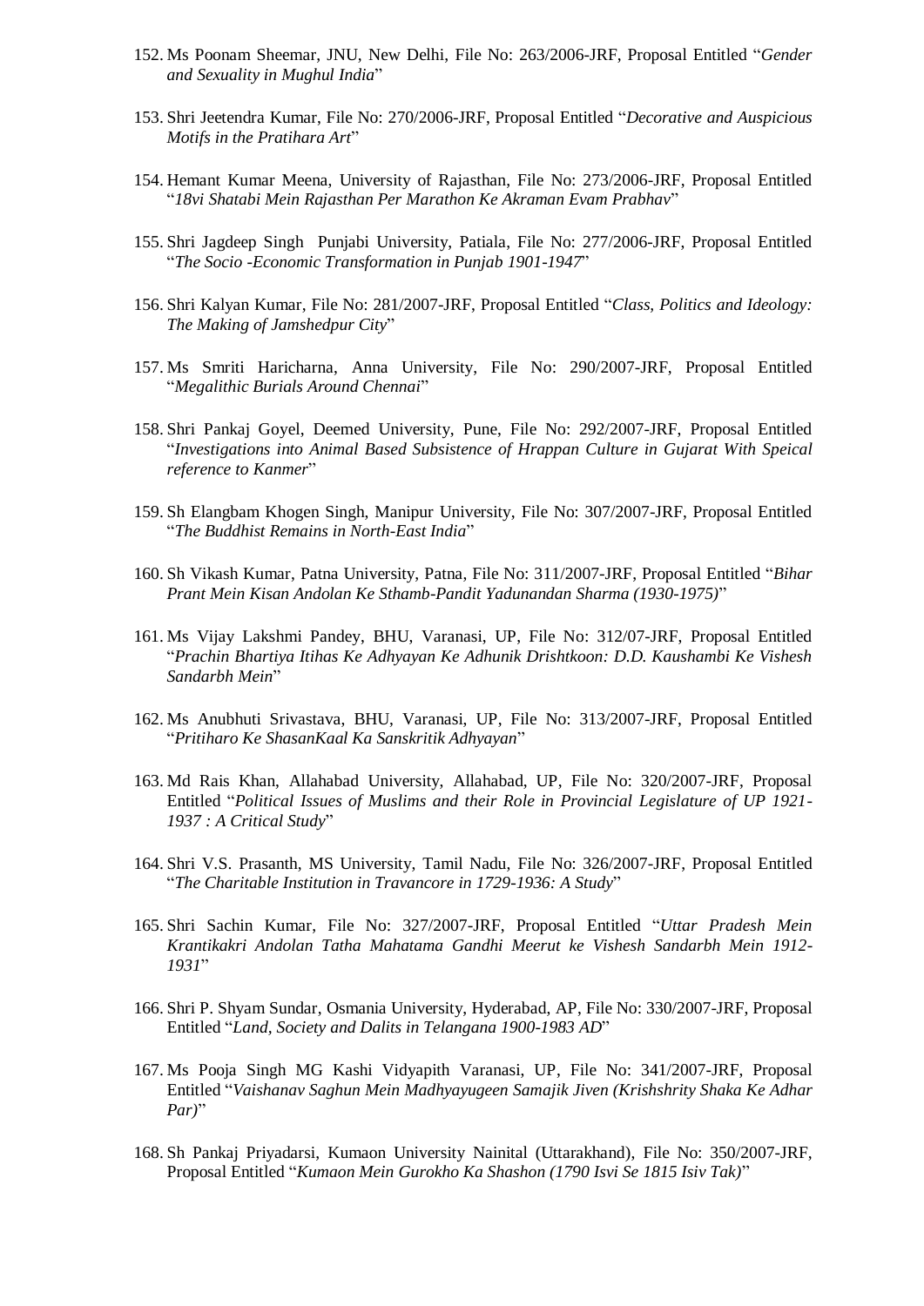152. Ms Poonam Sheemar, JNU, New Delhi, File No: 263/2006-JRF, Proposal Entitled "*Gender and Sexuality in Mughul India*"

153. Shri Jeetendra Kumar, File No: 270/2006-JRF, Proposal Entitled "*Decorative and Auspicious Motifs in the Pratihara Art*"

154. Hemant Kumar Meena, University of Rajasthan, File No: 273/2006-JRF, Proposal Entitled "*18vi Shatabi Mein Rajasthan Per Marathon Ke Akraman Evam Prabhav*"

155. Shri Jagdeep Singh Punjabi University, Patiala, File No: 277/2006-JRF, Proposal Entitled "*The Socio -Economic Transformation in Punjab 1901-1947*"

156. Shri Kalyan Kumar, File No: 281/2007-JRF, Proposal Entitled "*Class, Politics and Ideology: The Making of Jamshedpur City*"

157. Ms Smriti Haricharna, Anna University, File No: 290/2007-JRF, Proposal Entitled "*Megalithic Burials Around Chennai*"

158. Shri Pankaj Goyel, Deemed University, Pune, File No: 292/2007-JRF, Proposal Entitled "*Investigations into Animal Based Subsistence of Hrappan Culture in Gujarat With Speical reference to Kanmer*"

159. Sh Elangbam Khogen Singh, Manipur University, File No: 307/2007-JRF, Proposal Entitled "*The Buddhist Remains in North-East India*"

160. Sh Vikash Kumar, Patna University, Patna, File No: 311/2007-JRF, Proposal Entitled "*Bihar Prant Mein Kisan Andolan Ke Sthamb-Pandit Yadunandan Sharma (1930-1975)*"

161. Ms Vijay Lakshmi Pandey, BHU, Varanasi, UP, File No: 312/07-JRF, Proposal Entitled "*Prachin Bhartiya Itihas Ke Adhyayan Ke Adhunik Drishtkoon: D.D. Kaushambi Ke Vishesh Sandarbh Mein*"

162. Ms Anubhuti Srivastava, BHU, Varanasi, UP, File No: 313/2007-JRF, Proposal Entitled "*Pritiharo Ke ShasanKaal Ka Sanskritik Adhyayan*"

163. Md Rais Khan, Allahabad University, Allahabad, UP, File No: 320/2007-JRF, Proposal Entitled "*Political Issues of Muslims and their Role in Provincial Legislature of UP 1921-1937 : A Critical Study*"

164. Shri V.S. Prasanth, MS University, Tamil Nadu, File No: 326/2007-JRF, Proposal Entitled "*The Charitable Institution in Travancore in 1729-1936: A Study*"

165. Shri Sachin Kumar, File No: 327/2007-JRF, Proposal Entitled "*Uttar Pradesh Mein Krantikakri Andolan Tatha Mahatama Gandhi Meerut ke Vishesh Sandarbh Mein 1912-1931*"

166. Shri P. Shyam Sundar, Osmania University, Hyderabad, AP, File No: 330/2007-JRF, Proposal Entitled "*Land, Society and Dalits in Telangana 1900-1983 AD*"

167. Ms Pooja Singh MG Kashi Vidyapith Varanasi, UP, File No: 341/2007-JRF, Proposal Entitled "*Vaishanav Saghun Mein Madhyayugeen Samajik Jiven (Krishshrity Shaka Ke Adhar Par)*"

168. Sh Pankaj Priyadarsi, Kumaon University Nainital (Uttarakhand), File No: 350/2007-JRF, Proposal Entitled "*Kumaon Mein Gurokho Ka Shashon (1790 Isvi Se 1815 Isiv Tak)*"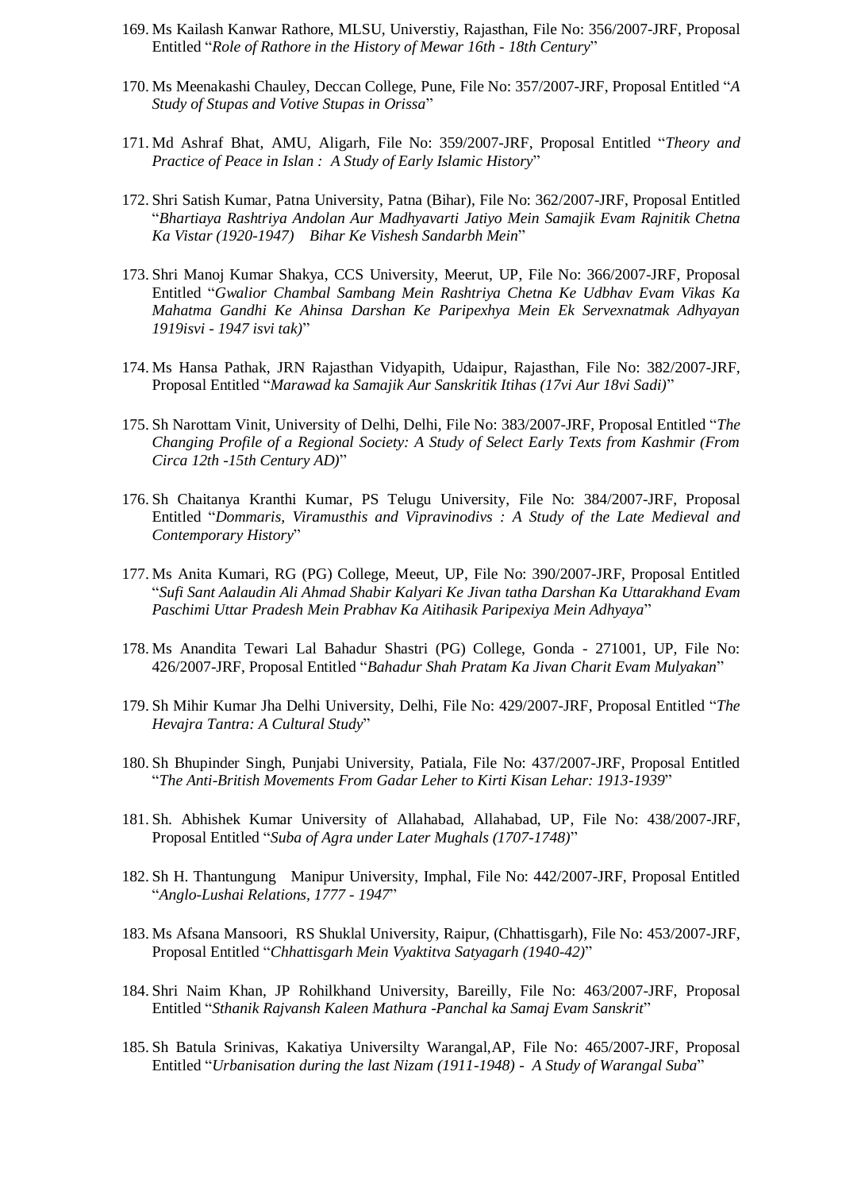169. Ms Kailash Kanwar Rathore, MLSU, Universtiy, Rajasthan, File No: 356/2007-JRF, Proposal Entitled "*Role of Rathore in the History of Mewar 16th - 18th Century*"

170. Ms Meenakashi Chauley, Deccan College, Pune, File No: 357/2007-JRF, Proposal Entitled "*A Study of Stupas and Votive Stupas in Orissa*"

171. Md Ashraf Bhat, AMU, Aligarh, File No: 359/2007-JRF, Proposal Entitled "*Theory and Practice of Peace in Islan : A Study of Early Islamic History*"

172. Shri Satish Kumar, Patna University, Patna (Bihar), File No: 362/2007-JRF, Proposal Entitled "*Bhartiaya Rashtriya Andolan Aur Madhyavarti Jatiyo Mein Samajik Evam Rajnitik Chetna Ka Vistar (1920-1947) Bihar Ke Vishesh Sandarbh Mein*"

173. Shri Manoj Kumar Shakya, CCS University, Meerut, UP, File No: 366/2007-JRF, Proposal Entitled "*Gwalior Chambal Sambang Mein Rashtriya Chetna Ke Udbhav Evam Vikas Ka Mahatma Gandhi Ke Ahinsa Darshan Ke Paripexhya Mein Ek Servexnatmak Adhyayan 1919isvi - 1947 isvi tak)*"

174. Ms Hansa Pathak, JRN Rajasthan Vidyapith, Udaipur, Rajasthan, File No: 382/2007-JRF, Proposal Entitled "*Marawad ka Samajik Aur Sanskritik Itihas (17vi Aur 18vi Sadi)*"

175. Sh Narottam Vinit, University of Delhi, Delhi, File No: 383/2007-JRF, Proposal Entitled "*The Changing Profile of a Regional Society: A Study of Select Early Texts from Kashmir (From Circa 12th -15th Century AD)*"

176. Sh Chaitanya Kranthi Kumar, PS Telugu University, File No: 384/2007-JRF, Proposal Entitled "*Dommaris, Viramusthis and Vipravinodivs : A Study of the Late Medieval and Contemporary History*"

177. Ms Anita Kumari, RG (PG) College, Meeut, UP, File No: 390/2007-JRF, Proposal Entitled "*Sufi Sant Aalaudin Ali Ahmad Shabir Kalyari Ke Jivan tatha Darshan Ka Uttarakhand Evam Paschimi Uttar Pradesh Mein Prabhav Ka Aitihasik Paripexiya Mein Adhyaya*"

178. Ms Anandita Tewari Lal Bahadur Shastri (PG) College, Gonda - 271001, UP, File No: 426/2007-JRF, Proposal Entitled "*Bahadur Shah Pratam Ka Jivan Charit Evam Mulyakan*"

179. Sh Mihir Kumar Jha Delhi University, Delhi, File No: 429/2007-JRF, Proposal Entitled "*The Hevajra Tantra: A Cultural Study*"

180. Sh Bhupinder Singh, Punjabi University, Patiala, File No: 437/2007-JRF, Proposal Entitled "*The Anti-British Movements From Gadar Leher to Kirti Kisan Lehar: 1913-1939*"

181. Sh. Abhishek Kumar University of Allahabad, Allahabad, UP, File No: 438/2007-JRF, Proposal Entitled "*Suba of Agra under Later Mughals (1707-1748)*"

182. Sh H. Thantungung Manipur University, Imphal, File No: 442/2007-JRF, Proposal Entitled "*Anglo-Lushai Relations, 1777 - 1947*"

183. Ms Afsana Mansoori, RS Shuklal University, Raipur, (Chhattisgarh), File No: 453/2007-JRF, Proposal Entitled "*Chhattisgarh Mein Vyaktitva Satyagarh (1940-42)*"

184. Shri Naim Khan, JP Rohilkhand University, Bareilly, File No: 463/2007-JRF, Proposal Entitled "*Sthanik Rajvansh Kaleen Mathura -Panchal ka Samaj Evam Sanskrit*"

185. Sh Batula Srinivas, Kakatiya Universilty Warangal,AP, File No: 465/2007-JRF, Proposal Entitled "*Urbanisation during the last Nizam (1911-1948) - A Study of Warangal Suba*"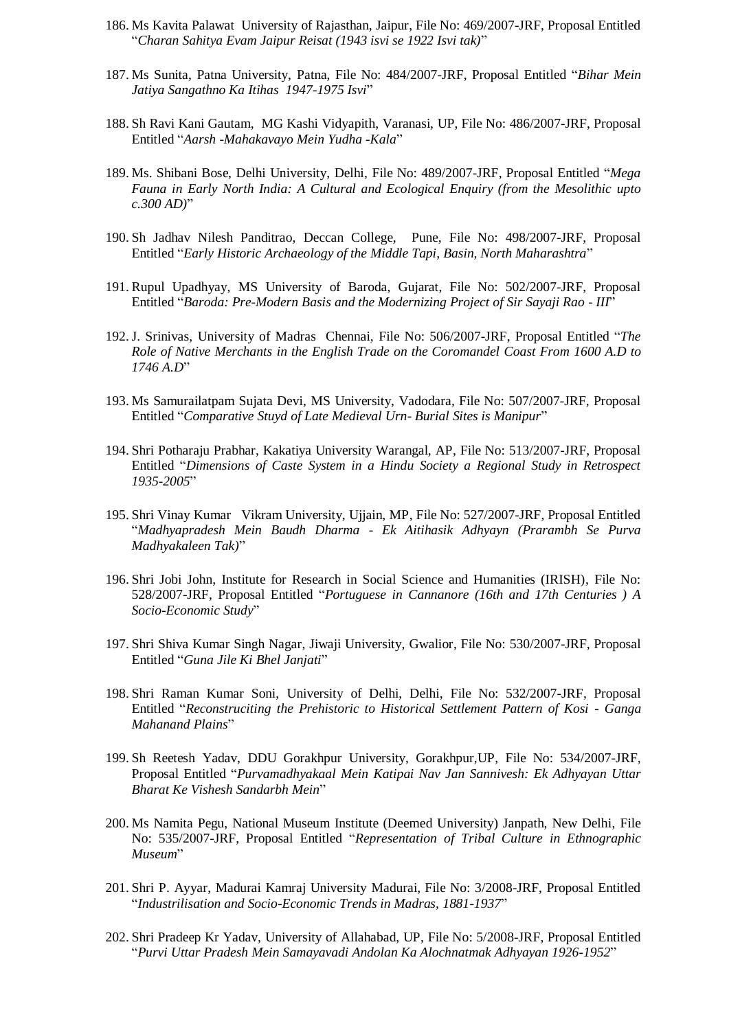186. Ms Kavita Palawat University of Rajasthan, Jaipur, File No: 469/2007-JRF, Proposal Entitled "*Charan Sahitya Evam Jaipur Reisat (1943 isvi se 1922 Isvi tak)*"

187. Ms Sunita, Patna University, Patna, File No: 484/2007-JRF, Proposal Entitled "*Bihar Mein Jatiya Sangathno Ka Itihas 1947-1975 Isvi*"

188. Sh Ravi Kani Gautam, MG Kashi Vidyapith, Varanasi, UP, File No: 486/2007-JRF, Proposal Entitled "*Aarsh -Mahakavayo Mein Yudha -Kala*"

189. Ms. Shibani Bose, Delhi University, Delhi, File No: 489/2007-JRF, Proposal Entitled "*Mega Fauna in Early North India: A Cultural and Ecological Enquiry (from the Mesolithic upto c.300 AD)*"

190. Sh Jadhav Nilesh Panditrao, Deccan College, Pune, File No: 498/2007-JRF, Proposal Entitled "*Early Historic Archaeology of the Middle Tapi, Basin, North Maharashtra*"

191. Rupul Upadhyay, MS University of Baroda, Gujarat, File No: 502/2007-JRF, Proposal Entitled "*Baroda: Pre-Modern Basis and the Modernizing Project of Sir Sayaji Rao - III*"

192. J. Srinivas, University of Madras Chennai, File No: 506/2007-JRF, Proposal Entitled "*The Role of Native Merchants in the English Trade on the Coromandel Coast From 1600 A.D to 1746 A.D*"

193. Ms Samurailatpam Sujata Devi, MS University, Vadodara, File No: 507/2007-JRF, Proposal Entitled "*Comparative Stuyd of Late Medieval Urn- Burial Sites is Manipur*"

194. Shri Potharaju Prabhar, Kakatiya University Warangal, AP, File No: 513/2007-JRF, Proposal Entitled "*Dimensions of Caste System in a Hindu Society a Regional Study in Retrospect 1935-2005*"

195. Shri Vinay Kumar Vikram University, Ujjain, MP, File No: 527/2007-JRF, Proposal Entitled "*Madhyapradesh Mein Baudh Dharma - Ek Aitihasik Adhyayn (Prarambh Se Purva Madhyakaleen Tak)*"

196. Shri Jobi John, Institute for Research in Social Science and Humanities (IRISH), File No: 528/2007-JRF, Proposal Entitled "*Portuguese in Cannanore (16th and 17th Centuries ) A Socio-Economic Study*"

197. Shri Shiva Kumar Singh Nagar, Jiwaji University, Gwalior, File No: 530/2007-JRF, Proposal Entitled "*Guna Jile Ki Bhel Janjati*"

198. Shri Raman Kumar Soni, University of Delhi, Delhi, File No: 532/2007-JRF, Proposal Entitled "*Reconstruciting the Prehistoric to Historical Settlement Pattern of Kosi - Ganga Mahanand Plains*"

199. Sh Reetesh Yadav, DDU Gorakhpur University, Gorakhpur,UP, File No: 534/2007-JRF, Proposal Entitled "*Purvamadhyakaal Mein Katipai Nav Jan Sannivesh: Ek Adhyayan Uttar Bharat Ke Vishesh Sandarbh Mein*"

200. Ms Namita Pegu, National Museum Institute (Deemed University) Janpath, New Delhi, File No: 535/2007-JRF, Proposal Entitled "*Representation of Tribal Culture in Ethnographic Museum*"

201. Shri P. Ayyar, Madurai Kamraj University Madurai, File No: 3/2008-JRF, Proposal Entitled "*Industrilisation and Socio-Economic Trends in Madras, 1881-1937*"

202. Shri Pradeep Kr Yadav, University of Allahabad, UP, File No: 5/2008-JRF, Proposal Entitled "*Purvi Uttar Pradesh Mein Samayavadi Andolan Ka Alochnatmak Adhyayan 1926-1952*"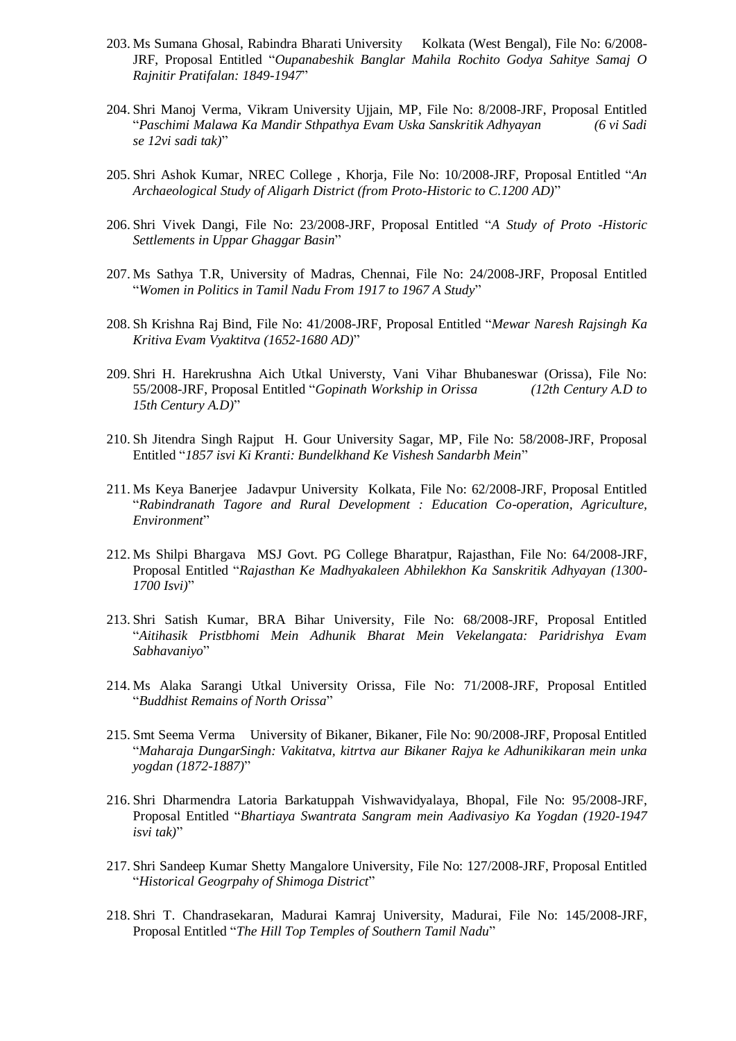203. Ms Sumana Ghosal, Rabindra Bharati University Kolkata (West Bengal), File No: 6/2008-JRF, Proposal Entitled "*Oupanabeshik Banglar Mahila Rochito Godya Sahitye Samaj O Rajnitir Pratifalan: 1849-1947*"

204. Shri Manoj Verma, Vikram University Ujjain, MP, File No: 8/2008-JRF, Proposal Entitled "*Paschimi Malawa Ka Mandir Sthpathya Evam Uska Sanskritik Adhyayan (6 vi Sadi se 12vi sadi tak)*"

205. Shri Ashok Kumar, NREC College , Khorja, File No: 10/2008-JRF, Proposal Entitled "*An Archaeological Study of Aligarh District (from Proto-Historic to C.1200 AD)*"

206. Shri Vivek Dangi, File No: 23/2008-JRF, Proposal Entitled "*A Study of Proto -Historic Settlements in Uppar Ghaggar Basin*"

207. Ms Sathya T.R, University of Madras, Chennai, File No: 24/2008-JRF, Proposal Entitled "*Women in Politics in Tamil Nadu From 1917 to 1967 A Study*"

208. Sh Krishna Raj Bind, File No: 41/2008-JRF, Proposal Entitled "*Mewar Naresh Rajsingh Ka Kritiva Evam Vyaktitva (1652-1680 AD)*"

209. Shri H. Harekrushna Aich Utkal Universty, Vani Vihar Bhubaneswar (Orissa), File No: 55/2008-JRF, Proposal Entitled "*Gopinath Workship in Orissa (12th Century A.D to 15th Century A.D)*"

210. Sh Jitendra Singh Rajput H. Gour University Sagar, MP, File No: 58/2008-JRF, Proposal Entitled "*1857 isvi Ki Kranti: Bundelkhand Ke Vishesh Sandarbh Mein*"

211. Ms Keya Banerjee Jadavpur University Kolkata, File No: 62/2008-JRF, Proposal Entitled "*Rabindranath Tagore and Rural Development : Education Co-operation, Agriculture, Environment*"

212. Ms Shilpi Bhargava MSJ Govt. PG College Bharatpur, Rajasthan, File No: 64/2008-JRF, Proposal Entitled "*Rajasthan Ke Madhyakaleen Abhilekhon Ka Sanskritik Adhyayan (1300-1700 Isvi)*"

213. Shri Satish Kumar, BRA Bihar University, File No: 68/2008-JRF, Proposal Entitled "*Aitihasik Pristbhomi Mein Adhunik Bharat Mein Vekelangata: Paridrishya Evam Sabhavaniyo*"

214. Ms Alaka Sarangi Utkal University Orissa, File No: 71/2008-JRF, Proposal Entitled "*Buddhist Remains of North Orissa*"

215. Smt Seema Verma University of Bikaner, Bikaner, File No: 90/2008-JRF, Proposal Entitled "*Maharaja DungarSingh: Vakitatva, kitrtva aur Bikaner Rajya ke Adhunikikaran mein unka yogdan (1872-1887)*"

216. Shri Dharmendra Latoria Barkatuppah Vishwavidyalaya, Bhopal, File No: 95/2008-JRF, Proposal Entitled "*Bhartiaya Swantrata Sangram mein Aadivasiyo Ka Yogdan (1920-1947 isvi tak)*"

217. Shri Sandeep Kumar Shetty Mangalore University, File No: 127/2008-JRF, Proposal Entitled "*Historical Geogrpahy of Shimoga District*"

218. Shri T. Chandrasekaran, Madurai Kamraj University, Madurai, File No: 145/2008-JRF, Proposal Entitled "*The Hill Top Temples of Southern Tamil Nadu*"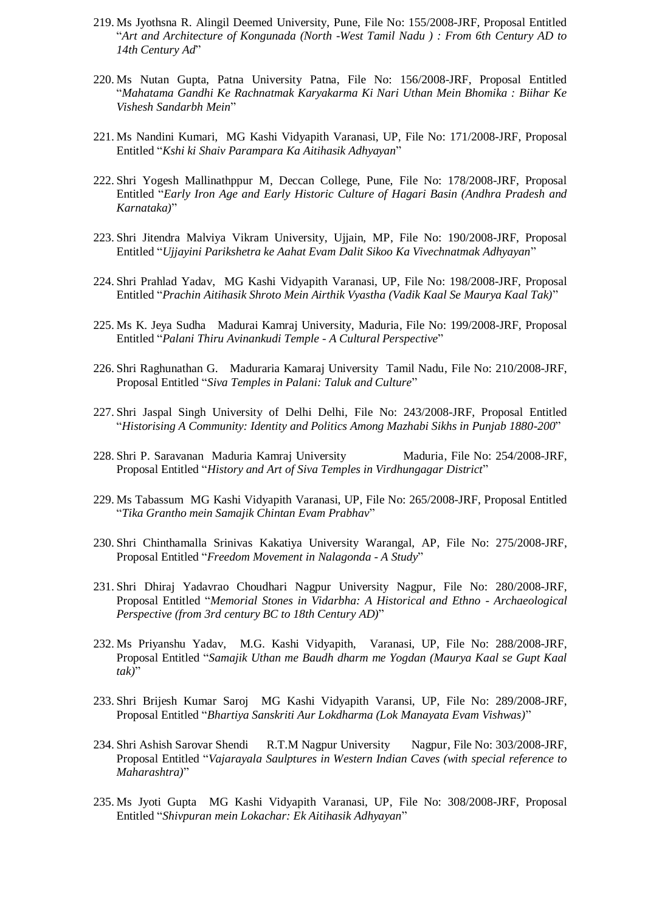219. Ms Jyothsna R. Alingil Deemed University, Pune, File No: 155/2008-JRF, Proposal Entitled "*Art and Architecture of Kongunada (North -West Tamil Nadu ) : From 6th Century AD to 14th Century Ad*"

220. Ms Nutan Gupta, Patna University Patna, File No: 156/2008-JRF, Proposal Entitled "*Mahatama Gandhi Ke Rachnatmak Karyakarma Ki Nari Uthan Mein Bhomika : Biihar Ke Vishesh Sandarbh Mein*"

221. Ms Nandini Kumari, MG Kashi Vidyapith Varanasi, UP, File No: 171/2008-JRF, Proposal Entitled "*Kshi ki Shaiv Parampara Ka Aitihasik Adhyayan*"

222. Shri Yogesh Mallinathppur M, Deccan College, Pune, File No: 178/2008-JRF, Proposal Entitled "*Early Iron Age and Early Historic Culture of Hagari Basin (Andhra Pradesh and Karnataka)*"

223. Shri Jitendra Malviya Vikram University, Ujjain, MP, File No: 190/2008-JRF, Proposal Entitled "*Ujjayini Parikshetra ke Aahat Evam Dalit Sikoo Ka Vivechnatmak Adhyayan*"

224. Shri Prahlad Yadav, MG Kashi Vidyapith Varanasi, UP, File No: 198/2008-JRF, Proposal Entitled "*Prachin Aitihasik Shroto Mein Airthik Vyastha (Vadik Kaal Se Maurya Kaal Tak)*"

225. Ms K. Jeya Sudha Madurai Kamraj University, Maduria, File No: 199/2008-JRF, Proposal Entitled "*Palani Thiru Avinankudi Temple - A Cultural Perspective*"

226. Shri Raghunathan G. Maduraria Kamaraj University Tamil Nadu, File No: 210/2008-JRF, Proposal Entitled "*Siva Temples in Palani: Taluk and Culture*"

227. Shri Jaspal Singh University of Delhi Delhi, File No: 243/2008-JRF, Proposal Entitled "*Historising A Community: Identity and Politics Among Mazhabi Sikhs in Punjab 1880-200*"

228. Shri P. Saravanan Maduria Kamraj University Maduria, File No: 254/2008-JRF, Proposal Entitled "*History and Art of Siva Temples in Virdhungagar District*"

229. Ms Tabassum MG Kashi Vidyapith Varanasi, UP, File No: 265/2008-JRF, Proposal Entitled "*Tika Grantho mein Samajik Chintan Evam Prabhav*"

230. Shri Chinthamalla Srinivas Kakatiya University Warangal, AP, File No: 275/2008-JRF, Proposal Entitled "*Freedom Movement in Nalagonda - A Study*"

231. Shri Dhiraj Yadavrao Choudhari Nagpur University Nagpur, File No: 280/2008-JRF, Proposal Entitled "*Memorial Stones in Vidarbha: A Historical and Ethno - Archaeological Perspective (from 3rd century BC to 18th Century AD)*"

232. Ms Priyanshu Yadav, M.G. Kashi Vidyapith, Varanasi, UP, File No: 288/2008-JRF, Proposal Entitled "*Samajik Uthan me Baudh dharm me Yogdan (Maurya Kaal se Gupt Kaal tak)*"

233. Shri Brijesh Kumar Saroj MG Kashi Vidyapith Varansi, UP, File No: 289/2008-JRF, Proposal Entitled "*Bhartiya Sanskriti Aur Lokdharma (Lok Manayata Evam Vishwas)*"

234. Shri Ashish Sarovar Shendi R.T.M Nagpur University Nagpur, File No: 303/2008-JRF, Proposal Entitled "*Vajarayala Saulptures in Western Indian Caves (with special reference to Maharashtra)*"

235. Ms Jyoti Gupta MG Kashi Vidyapith Varanasi, UP, File No: 308/2008-JRF, Proposal Entitled "*Shivpuran mein Lokachar: Ek Aitihasik Adhyayan*"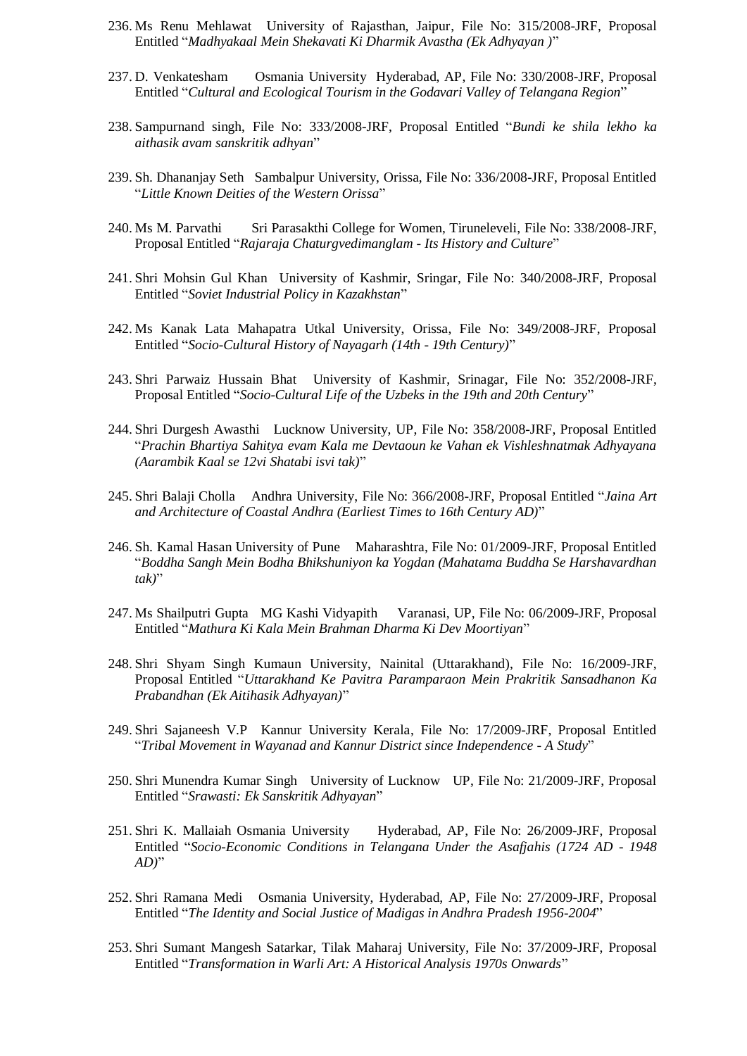236. Ms Renu Mehlawat University of Rajasthan, Jaipur, File No: 315/2008-JRF, Proposal Entitled "*Madhyakaal Mein Shekavati Ki Dharmik Avastha (Ek Adhyayan )*"

237. D. Venkatesham Osmania University Hyderabad, AP, File No: 330/2008-JRF, Proposal Entitled "*Cultural and Ecological Tourism in the Godavari Valley of Telangana Region*"

238. Sampurnand singh, File No: 333/2008-JRF, Proposal Entitled "*Bundi ke shila lekho ka aithasik avam sanskritik adhyan*"

239. Sh. Dhananjay Seth Sambalpur University, Orissa, File No: 336/2008-JRF, Proposal Entitled "*Little Known Deities of the Western Orissa*"

240. Ms M. Parvathi Sri Parasakthi College for Women, Tiruneleveli, File No: 338/2008-JRF, Proposal Entitled "*Rajaraja Chaturgvedimanglam - Its History and Culture*"

241. Shri Mohsin Gul Khan University of Kashmir, Sringar, File No: 340/2008-JRF, Proposal Entitled "*Soviet Industrial Policy in Kazakhstan*"

242. Ms Kanak Lata Mahapatra Utkal University, Orissa, File No: 349/2008-JRF, Proposal Entitled "*Socio-Cultural History of Nayagarh (14th - 19th Century)*"

243. Shri Parwaiz Hussain Bhat University of Kashmir, Srinagar, File No: 352/2008-JRF, Proposal Entitled "*Socio-Cultural Life of the Uzbeks in the 19th and 20th Century*"

244. Shri Durgesh Awasthi Lucknow University, UP, File No: 358/2008-JRF, Proposal Entitled "*Prachin Bhartiya Sahitya evam Kala me Devtaoun ke Vahan ek Vishleshnatmak Adhyayana (Aarambik Kaal se 12vi Shatabi isvi tak)*"

245. Shri Balaji Cholla Andhra University, File No: 366/2008-JRF, Proposal Entitled "*Jaina Art and Architecture of Coastal Andhra (Earliest Times to 16th Century AD)*"

246. Sh. Kamal Hasan University of Pune Maharashtra, File No: 01/2009-JRF, Proposal Entitled "*Boddha Sangh Mein Bodha Bhikshuniyon ka Yogdan (Mahatama Buddha Se Harshavardhan tak)*"

247. Ms Shailputri Gupta MG Kashi Vidyapith Varanasi, UP, File No: 06/2009-JRF, Proposal Entitled "*Mathura Ki Kala Mein Brahman Dharma Ki Dev Moortiyan*"

248. Shri Shyam Singh Kumaun University, Nainital (Uttarakhand), File No: 16/2009-JRF, Proposal Entitled "*Uttarakhand Ke Pavitra Paramparaon Mein Prakritik Sansadhanon Ka Prabandhan (Ek Aitihasik Adhyayan)*"

249. Shri Sajaneesh V.P Kannur University Kerala, File No: 17/2009-JRF, Proposal Entitled "*Tribal Movement in Wayanad and Kannur District since Independence - A Study*"

250. Shri Munendra Kumar Singh University of Lucknow UP, File No: 21/2009-JRF, Proposal Entitled "*Srawasti: Ek Sanskritik Adhyayan*"

251. Shri K. Mallaiah Osmania University Hyderabad, AP, File No: 26/2009-JRF, Proposal Entitled "*Socio-Economic Conditions in Telangana Under the Asafjahis (1724 AD - 1948 AD)*"

252. Shri Ramana Medi Osmania University, Hyderabad, AP, File No: 27/2009-JRF, Proposal Entitled "*The Identity and Social Justice of Madigas in Andhra Pradesh 1956-2004*"

253. Shri Sumant Mangesh Satarkar, Tilak Maharaj University, File No: 37/2009-JRF, Proposal Entitled "*Transformation in Warli Art: A Historical Analysis 1970s Onwards*"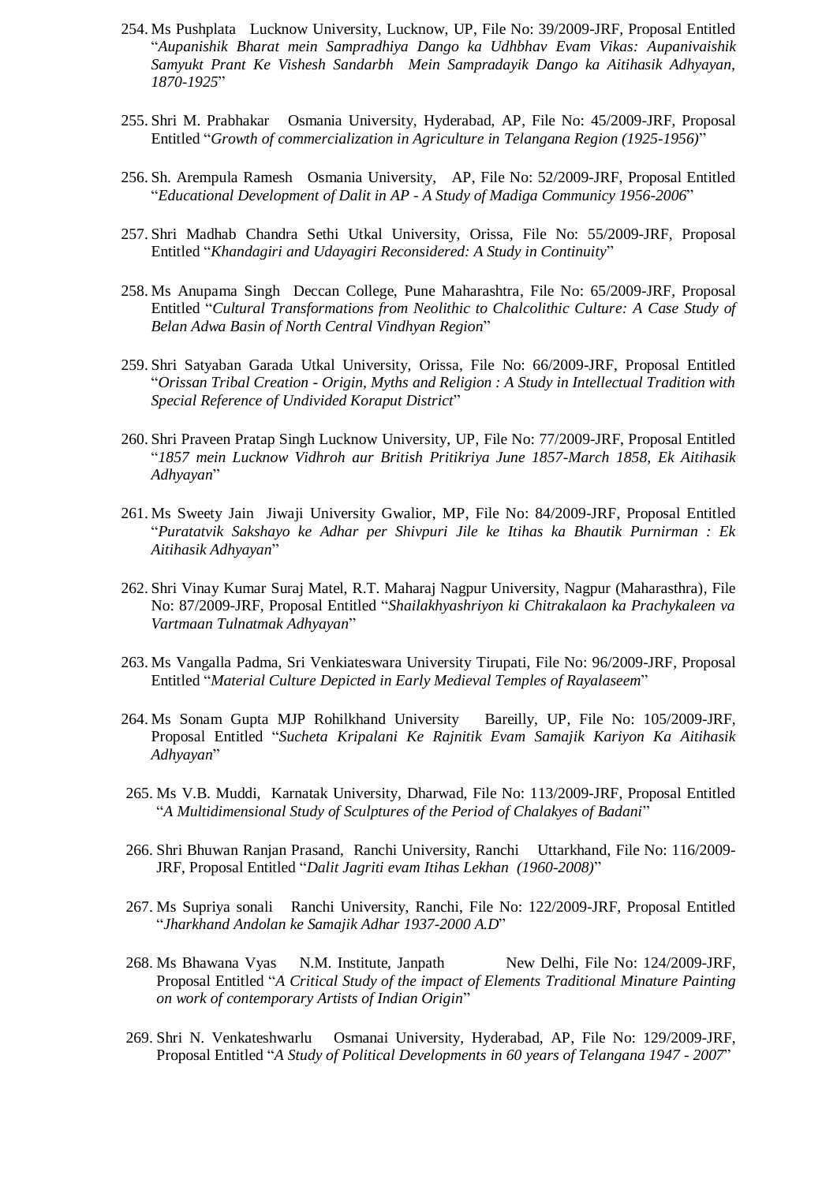254. Ms Pushplata Lucknow University, Lucknow, UP, File No: 39/2009-JRF, Proposal Entitled "*Aupanishik Bharat mein Sampradhiya Dango ka Udhbhav Evam Vikas: Aupanivaishik Samyukt Prant Ke Vishesh Sandarbh Mein Sampradayik Dango ka Aitihasik Adhyayan, 1870-1925*"

255. Shri M. Prabhakar Osmania University, Hyderabad, AP, File No: 45/2009-JRF, Proposal Entitled "*Growth of commercialization in Agriculture in Telangana Region (1925-1956)*"

256. Sh. Arempula Ramesh Osmania University, AP, File No: 52/2009-JRF, Proposal Entitled "*Educational Development of Dalit in AP - A Study of Madiga Communicy 1956-2006*"

257. Shri Madhab Chandra Sethi Utkal University, Orissa, File No: 55/2009-JRF, Proposal Entitled "*Khandagiri and Udayagiri Reconsidered: A Study in Continuity*"

258. Ms Anupama Singh Deccan College, Pune Maharashtra, File No: 65/2009-JRF, Proposal Entitled "*Cultural Transformations from Neolithic to Chalcolithic Culture: A Case Study of Belan Adwa Basin of North Central Vindhyan Region*"

259. Shri Satyaban Garada Utkal University, Orissa, File No: 66/2009-JRF, Proposal Entitled "*Orissan Tribal Creation - Origin, Myths and Religion : A Study in Intellectual Tradition with Special Reference of Undivided Koraput District*"

260. Shri Praveen Pratap Singh Lucknow University, UP, File No: 77/2009-JRF, Proposal Entitled "*1857 mein Lucknow Vidhroh aur British Pritikriya June 1857-March 1858, Ek Aitihasik Adhyayan*"

261. Ms Sweety Jain Jiwaji University Gwalior, MP, File No: 84/2009-JRF, Proposal Entitled "*Puratatvik Sakshayo ke Adhar per Shivpuri Jile ke Itihas ka Bhautik Purnirman : Ek Aitihasik Adhyayan*"

262. Shri Vinay Kumar Suraj Matel, R.T. Maharaj Nagpur University, Nagpur (Maharasthra), File No: 87/2009-JRF, Proposal Entitled "*Shailakhyashriyon ki Chitrakalaon ka Prachykaleen va Vartmaan Tulnatmak Adhyayan*"

263. Ms Vangalla Padma, Sri Venkiateswara University Tirupati, File No: 96/2009-JRF, Proposal Entitled "*Material Culture Depicted in Early Medieval Temples of Rayalaseem*"

264. Ms Sonam Gupta MJP Rohilkhand University Bareilly, UP, File No: 105/2009-JRF, Proposal Entitled "*Sucheta Kripalani Ke Rajnitik Evam Samajik Kariyon Ka Aitihasik Adhyayan*"

265. Ms V.B. Muddi, Karnatak University, Dharwad, File No: 113/2009-JRF, Proposal Entitled "*A Multidimensional Study of Sculptures of the Period of Chalakyes of Badani*"

266. Shri Bhuwan Ranjan Prasand, Ranchi University, Ranchi Uttarkhand, File No: 116/2009-JRF, Proposal Entitled "*Dalit Jagriti evam Itihas Lekhan (1960-2008)*"

267. Ms Supriya sonali Ranchi University, Ranchi, File No: 122/2009-JRF, Proposal Entitled "*Jharkhand Andolan ke Samajik Adhar 1937-2000 A.D*"

268. Ms Bhawana Vyas N.M. Institute, Janpath New Delhi, File No: 124/2009-JRF, Proposal Entitled "*A Critical Study of the impact of Elements Traditional Minature Painting on work of contemporary Artists of Indian Origin*"

269. Shri N. Venkateshwarlu Osmanai University, Hyderabad, AP, File No: 129/2009-JRF, Proposal Entitled "*A Study of Political Developments in 60 years of Telangana 1947 - 2007*"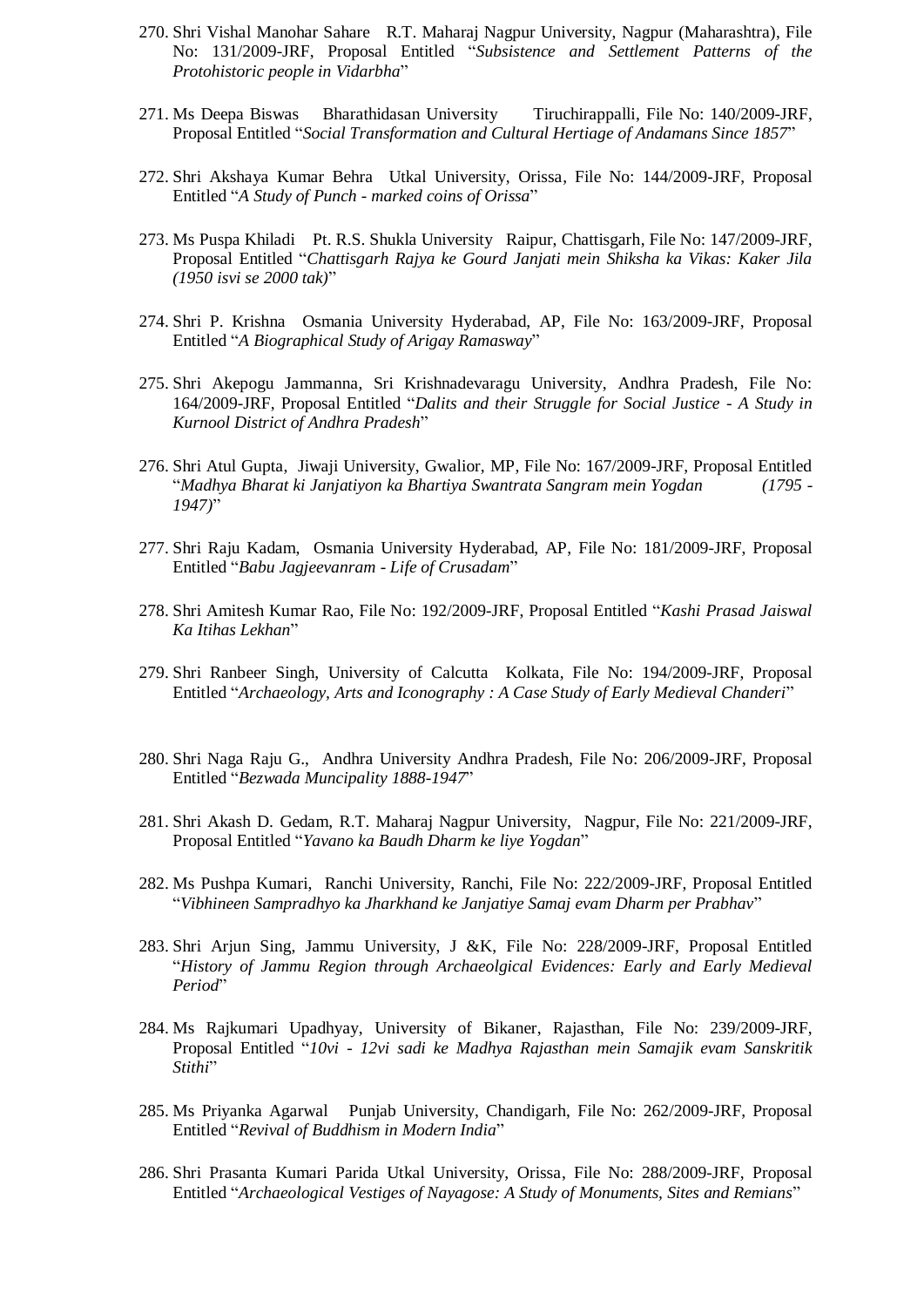270. Shri Vishal Manohar Sahare R.T. Maharaj Nagpur University, Nagpur (Maharashtra), File No: 131/2009-JRF, Proposal Entitled "*Subsistence and Settlement Patterns of the Protohistoric people in Vidarbha*"

271. Ms Deepa Biswas Bharathidasan University Tiruchirappalli, File No: 140/2009-JRF, Proposal Entitled "*Social Transformation and Cultural Hertiage of Andamans Since 1857*"

272. Shri Akshaya Kumar Behra Utkal University, Orissa, File No: 144/2009-JRF, Proposal Entitled "*A Study of Punch - marked coins of Orissa*"

273. Ms Puspa Khiladi Pt. R.S. Shukla University Raipur, Chattisgarh, File No: 147/2009-JRF, Proposal Entitled "*Chattisgarh Rajya ke Gourd Janjati mein Shiksha ka Vikas: Kaker Jila (1950 isvi se 2000 tak)*"

274. Shri P. Krishna Osmania University Hyderabad, AP, File No: 163/2009-JRF, Proposal Entitled "*A Biographical Study of Arigay Ramasway*"

275. Shri Akepogu Jammanna, Sri Krishnadevaragu University, Andhra Pradesh, File No: 164/2009-JRF, Proposal Entitled "*Dalits and their Struggle for Social Justice - A Study in Kurnool District of Andhra Pradesh*"

276. Shri Atul Gupta, Jiwaji University, Gwalior, MP, File No: 167/2009-JRF, Proposal Entitled "*Madhya Bharat ki Janjatiyon ka Bhartiya Swantrata Sangram mein Yogdan (1795 - 1947)*"

277. Shri Raju Kadam, Osmania University Hyderabad, AP, File No: 181/2009-JRF, Proposal Entitled "*Babu Jagjeevanram - Life of Crusadam*"

278. Shri Amitesh Kumar Rao, File No: 192/2009-JRF, Proposal Entitled "*Kashi Prasad Jaiswal Ka Itihas Lekhan*"

279. Shri Ranbeer Singh, University of Calcutta Kolkata, File No: 194/2009-JRF, Proposal Entitled "*Archaeology, Arts and Iconography : A Case Study of Early Medieval Chanderi*"

280. Shri Naga Raju G., Andhra University Andhra Pradesh, File No: 206/2009-JRF, Proposal Entitled "*Bezwada Muncipality 1888-1947*"

281. Shri Akash D. Gedam, R.T. Maharaj Nagpur University, Nagpur, File No: 221/2009-JRF, Proposal Entitled "*Yavano ka Baudh Dharm ke liye Yogdan*"

282. Ms Pushpa Kumari, Ranchi University, Ranchi, File No: 222/2009-JRF, Proposal Entitled "*Vibhineen Sampradhyo ka Jharkhand ke Janjatiye Samaj evam Dharm per Prabhav*"

283. Shri Arjun Sing, Jammu University, J &K, File No: 228/2009-JRF, Proposal Entitled "*History of Jammu Region through Archaeolgical Evidences: Early and Early Medieval Period*"

284. Ms Rajkumari Upadhyay, University of Bikaner, Rajasthan, File No: 239/2009-JRF, Proposal Entitled "*10vi - 12vi sadi ke Madhya Rajasthan mein Samajik evam Sanskritik Stithi*"

285. Ms Priyanka Agarwal Punjab University, Chandigarh, File No: 262/2009-JRF, Proposal Entitled "*Revival of Buddhism in Modern India*"

286. Shri Prasanta Kumari Parida Utkal University, Orissa, File No: 288/2009-JRF, Proposal Entitled "*Archaeological Vestiges of Nayagose: A Study of Monuments, Sites and Remians*"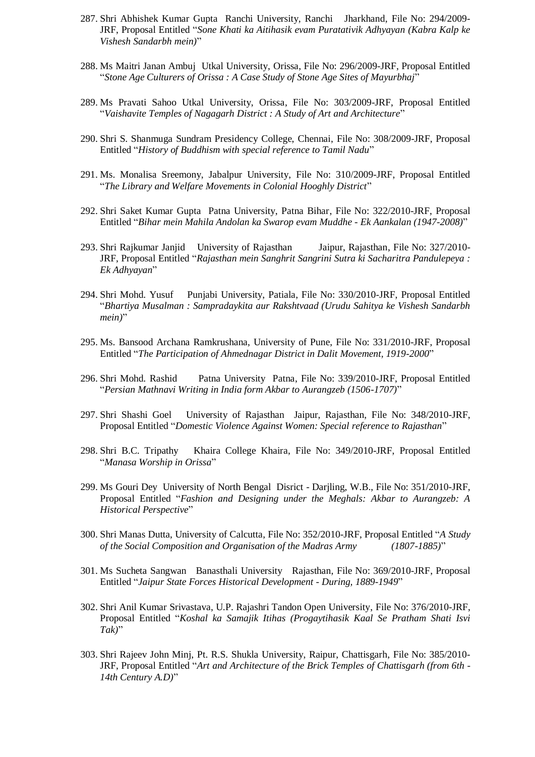287. Shri Abhishek Kumar Gupta Ranchi University, Ranchi Jharkhand, File No: 294/2009-JRF, Proposal Entitled "*Sone Khati ka Aitihasik evam Puratativik Adhyayan (Kabra Kalp ke Vishesh Sandarbh mein)*"

288. Ms Maitri Janan Ambuj Utkal University, Orissa, File No: 296/2009-JRF, Proposal Entitled "*Stone Age Culturers of Orissa : A Case Study of Stone Age Sites of Mayurbhaj*"

289. Ms Pravati Sahoo Utkal University, Orissa, File No: 303/2009-JRF, Proposal Entitled "*Vaishavite Temples of Nagagarh District : A Study of Art and Architecture*"

290. Shri S. Shanmuga Sundram Presidency College, Chennai, File No: 308/2009-JRF, Proposal Entitled "*History of Buddhism with special reference to Tamil Nadu*"

291. Ms. Monalisa Sreemony, Jabalpur University, File No: 310/2009-JRF, Proposal Entitled "*The Library and Welfare Movements in Colonial Hooghly District*"

292. Shri Saket Kumar Gupta Patna University, Patna Bihar, File No: 322/2010-JRF, Proposal Entitled "*Bihar mein Mahila Andolan ka Swarop evam Muddhe - Ek Aankalan (1947-2008)*"

293. Shri Rajkumar Janjid University of Rajasthan Jaipur, Rajasthan, File No: 327/2010-JRF, Proposal Entitled "*Rajasthan mein Sanghrit Sangrini Sutra ki Sacharitra Pandulepeya : Ek Adhyayan*"

294. Shri Mohd. Yusuf Punjabi University, Patiala, File No: 330/2010-JRF, Proposal Entitled "*Bhartiya Musalman : Sampradaykita aur Rakshtvaad (Urudu Sahitya ke Vishesh Sandarbh mein)*"

295. Ms. Bansood Archana Ramkrushana, University of Pune, File No: 331/2010-JRF, Proposal Entitled "*The Participation of Ahmednagar District in Dalit Movement, 1919-2000*"

296. Shri Mohd. Rashid Patna University Patna, File No: 339/2010-JRF, Proposal Entitled "*Persian Mathnavi Writing in India form Akbar to Aurangzeb (1506-1707)*"

297. Shri Shashi Goel University of Rajasthan Jaipur, Rajasthan, File No: 348/2010-JRF, Proposal Entitled "*Domestic Violence Against Women: Special reference to Rajasthan*"

298. Shri B.C. Tripathy Khaira College Khaira, File No: 349/2010-JRF, Proposal Entitled "*Manasa Worship in Orissa*"

299. Ms Gouri Dey University of North Bengal Disrict - Darjling, W.B., File No: 351/2010-JRF, Proposal Entitled "*Fashion and Designing under the Meghals: Akbar to Aurangzeb: A Historical Perspective*"

300. Shri Manas Dutta, University of Calcutta, File No: 352/2010-JRF, Proposal Entitled "*A Study of the Social Composition and Organisation of the Madras Army (1807-1885)*"

301. Ms Sucheta Sangwan Banasthali University Rajasthan, File No: 369/2010-JRF, Proposal Entitled "*Jaipur State Forces Historical Development - During, 1889-1949*"

302. Shri Anil Kumar Srivastava, U.P. Rajashri Tandon Open University, File No: 376/2010-JRF, Proposal Entitled "*Koshal ka Samajik Itihas (Progaytihasik Kaal Se Pratham Shati Isvi Tak)*"

303. Shri Rajeev John Minj, Pt. R.S. Shukla University, Raipur, Chattisgarh, File No: 385/2010-JRF, Proposal Entitled "*Art and Architecture of the Brick Temples of Chattisgarh (from 6th - 14th Century A.D)*"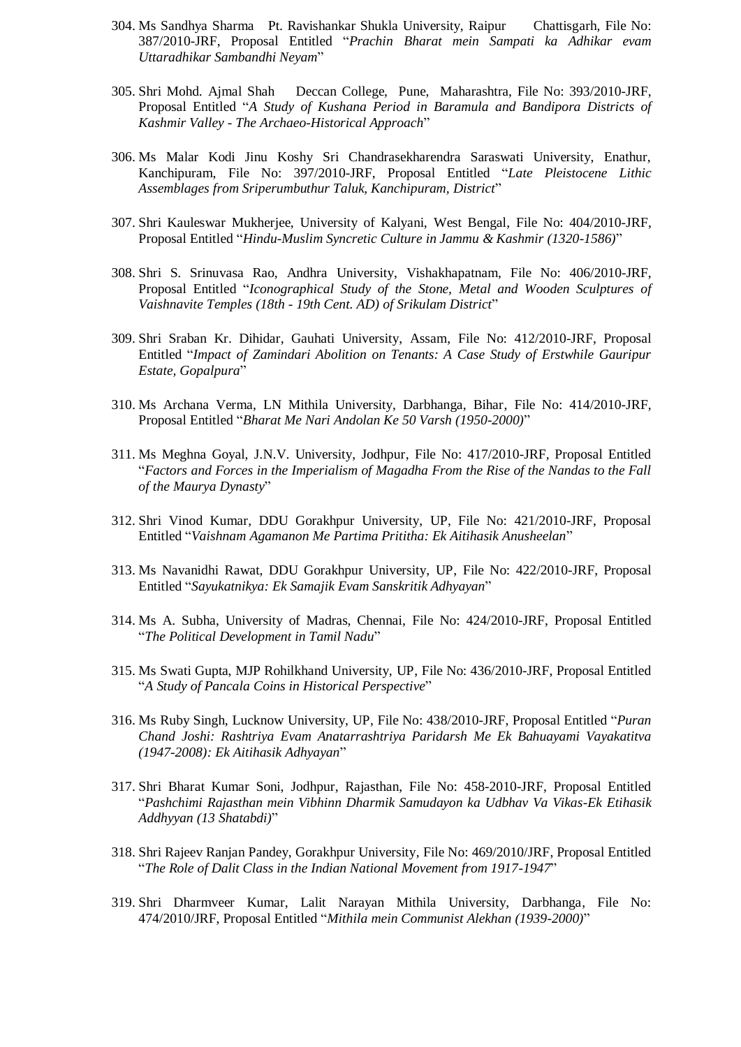304. Ms Sandhya Sharma Pt. Ravishankar Shukla University, Raipur Chattisgarh, File No: 387/2010-JRF, Proposal Entitled "*Prachin Bharat mein Sampati ka Adhikar evam Uttaradhikar Sambandhi Neyam*"

305. Shri Mohd. Ajmal Shah Deccan College, Pune, Maharashtra, File No: 393/2010-JRF, Proposal Entitled "*A Study of Kushana Period in Baramula and Bandipora Districts of Kashmir Valley - The Archaeo-Historical Approach*"

306. Ms Malar Kodi Jinu Koshy Sri Chandrasekharendra Saraswati University, Enathur, Kanchipuram, File No: 397/2010-JRF, Proposal Entitled "*Late Pleistocene Lithic Assemblages from Sriperumbuthur Taluk, Kanchipuram, District*"

307. Shri Kauleswar Mukherjee, University of Kalyani, West Bengal, File No: 404/2010-JRF, Proposal Entitled "*Hindu-Muslim Syncretic Culture in Jammu & Kashmir (1320-1586)*"

308. Shri S. Srinuvasa Rao, Andhra University, Vishakhapatnam, File No: 406/2010-JRF, Proposal Entitled "*Iconographical Study of the Stone, Metal and Wooden Sculptures of Vaishnavite Temples (18th - 19th Cent. AD) of Srikulam District*"

309. Shri Sraban Kr. Dihidar, Gauhati University, Assam, File No: 412/2010-JRF, Proposal Entitled "*Impact of Zamindari Abolition on Tenants: A Case Study of Erstwhile Gauripur Estate, Gopalpura*"

310. Ms Archana Verma, LN Mithila University, Darbhanga, Bihar, File No: 414/2010-JRF, Proposal Entitled "*Bharat Me Nari Andolan Ke 50 Varsh (1950-2000)*"

311. Ms Meghna Goyal, J.N.V. University, Jodhpur, File No: 417/2010-JRF, Proposal Entitled "*Factors and Forces in the Imperialism of Magadha From the Rise of the Nandas to the Fall of the Maurya Dynasty*"

312. Shri Vinod Kumar, DDU Gorakhpur University, UP, File No: 421/2010-JRF, Proposal Entitled "*Vaishnam Agamanon Me Partima Pratitha: Ek Aitihasik Anusheelan*"

313. Ms Navanidhi Rawat, DDU Gorakhpur University, UP, File No: 422/2010-JRF, Proposal Entitled "*Sayukatnikya: Ek Samajik Evam Sanskritik Adhyayan*"

314. Ms A. Subha, University of Madras, Chennai, File No: 424/2010-JRF, Proposal Entitled "*The Political Development in Tamil Nadu*"

315. Ms Swati Gupta, MJP Rohilkhand University, UP, File No: 436/2010-JRF, Proposal Entitled "*A Study of Pancala Coins in Historical Perspective*"

316. Ms Ruby Singh, Lucknow University, UP, File No: 438/2010-JRF, Proposal Entitled "*Puran Chand Joshi: Rashtriya Evam Anatarrashtriya Paridarsh Me Ek Bahuayami Vayakatitva (1947-2008): Ek Aitihasik Adhyayan*"

317. Shri Bharat Kumar Soni, Jodhpur, Rajasthan, File No: 458-2010-JRF, Proposal Entitled "*Pashchimi Rajasthan mein Vibhinn Dharmik Samudayon ka Udbhav Va Vikas-Ek Etihasik Addhyyan (13 Shatabdi)*"

318. Shri Rajeev Ranjan Pandey, Gorakhpur University, File No: 469/2010/JRF, Proposal Entitled "*The Role of Dalit Class in the Indian National Movement from 1917-1947*"

319. Shri Dharmveer Kumar, Lalit Narayan Mithila University, Darbhanga, File No: 474/2010/JRF, Proposal Entitled "*Mithila mein Communist Alekhan (1939-2000)*"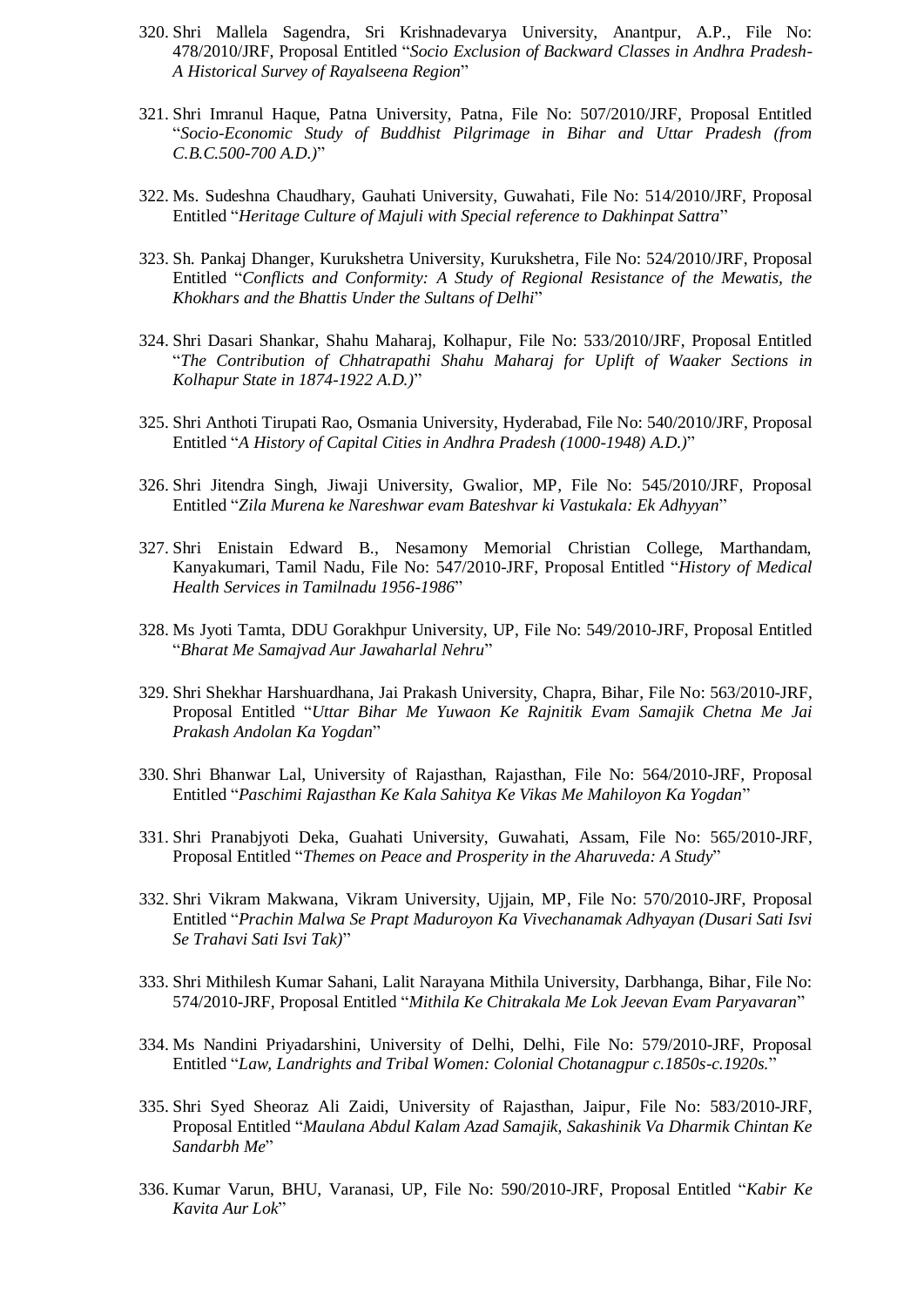320. Shri Mallela Sagendra, Sri Krishnadevarya University, Anantpur, A.P., File No: 478/2010/JRF, Proposal Entitled "*Socio Exclusion of Backward Classes in Andhra Pradesh- A Historical Survey of Rayalseena Region*"

321. Shri Imranul Haque, Patna University, Patna, File No: 507/2010/JRF, Proposal Entitled "*Socio-Economic Study of Buddhist Pilgrimage in Bihar and Uttar Pradesh (from C.B.C.500-700 A.D.)*"

322. Ms. Sudeshna Chaudhary, Gauhati University, Guwahati, File No: 514/2010/JRF, Proposal Entitled "*Heritage Culture of Majuli with Special reference to Dakhinpat Sattra*"

323. Sh. Pankaj Dhanger, Kurukshetra University, Kurukshetra, File No: 524/2010/JRF, Proposal Entitled "*Conflicts and Conformity: A Study of Regional Resistance of the Mewatis, the Khokhars and the Bhattis Under the Sultans of Delhi*"

324. Shri Dasari Shankar, Shahu Maharaj, Kolhapur, File No: 533/2010/JRF, Proposal Entitled "*The Contribution of Chhatrapathi Shahu Maharaj for Uplift of Waaker Sections in Kolhapur State in 1874-1922 A.D.)*"

325. Shri Anthoti Tirupati Rao, Osmania University, Hyderabad, File No: 540/2010/JRF, Proposal Entitled "*A History of Capital Cities in Andhra Pradesh (1000-1948) A.D.)*"

326. Shri Jitendra Singh, Jiwaji University, Gwalior, MP, File No: 545/2010/JRF, Proposal Entitled "*Zila Murena ke Nareshwar evam Bateshvar ki Vastukala: Ek Adhyyan*"

327. Shri Enistain Edward B., Nesamony Memorial Christian College, Marthandam, Kanyakumari, Tamil Nadu, File No: 547/2010-JRF, Proposal Entitled "*History of Medical Health Services in Tamilnadu 1956-1986*"

328. Ms Jyoti Tamta, DDU Gorakhpur University, UP, File No: 549/2010-JRF, Proposal Entitled "*Bharat Me Samajvad Aur Jawaharlal Nehru*"

329. Shri Shekhar Harshuardhana, Jai Prakash University, Chapra, Bihar, File No: 563/2010-JRF, Proposal Entitled "*Uttar Bihar Me Yuwaon Ke Rajnitik Evam Samajik Chetna Me Jai Prakash Andolan Ka Yogdan*"

330. Shri Bhanwar Lal, University of Rajasthan, Rajasthan, File No: 564/2010-JRF, Proposal Entitled "*Paschimi Rajasthan Ke Kala Sahitya Ke Vikas Me Mahiloyon Ka Yogdan*"

331. Shri Pranabjyoti Deka, Guahati University, Guwahati, Assam, File No: 565/2010-JRF, Proposal Entitled "*Themes on Peace and Prosperity in the Aharuveda: A Study*"

332. Shri Vikram Makwana, Vikram University, Ujjain, MP, File No: 570/2010-JRF, Proposal Entitled "*Prachin Malwa Se Prapt Maduroyon Ka Vivechanamak Adhyayan (Dusari Sati Isvi Se Trahavi Sati Isvi Tak)*"

333. Shri Mithilesh Kumar Sahani, Lalit Narayana Mithila University, Darbhanga, Bihar, File No: 574/2010-JRF, Proposal Entitled "*Mithila Ke Chitrakala Me Lok Jeevan Evam Paryavaran*"

334. Ms Nandini Priyadarshini, University of Delhi, Delhi, File No: 579/2010-JRF, Proposal Entitled "*Law, Landrights and Tribal Women: Colonial Chotanagpur c.1850s-c.1920s.*"

335. Shri Syed Sheoraz Ali Zaidi, University of Rajasthan, Jaipur, File No: 583/2010-JRF, Proposal Entitled "*Maulana Abdul Kalam Azad Samajik, Sakashinik Va Dharmik Chintan Ke Sandarbh Me*"

336. Kumar Varun, BHU, Varanasi, UP, File No: 590/2010-JRF, Proposal Entitled "*Kabir Ke Kavita Aur Lok*"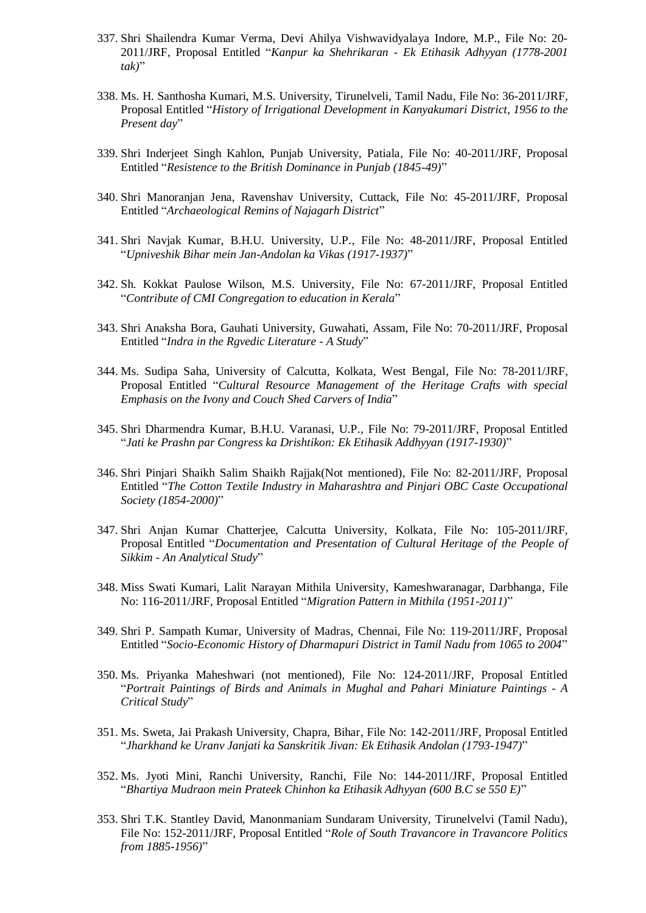337. Shri Shailendra Kumar Verma, Devi Ahilya Vishwavidyalaya Indore, M.P., File No: 20-2011/JRF, Proposal Entitled "*Kanpur ka Shehrikaran - Ek Etihasik Adhyyan (1778-2001 tak)*"

338. Ms. H. Santhosha Kumari, M.S. University, Tirunelveli, Tamil Nadu, File No: 36-2011/JRF, Proposal Entitled "*History of Irrigational Development in Kanyakumari District, 1956 to the Present day*"

339. Shri Inderjeet Singh Kahlon, Punjab University, Patiala, File No: 40-2011/JRF, Proposal Entitled "*Resistence to the British Dominance in Punjab (1845-49)*"

340. Shri Manoranjan Jena, Ravenshav University, Cuttack, File No: 45-2011/JRF, Proposal Entitled "*Archaeological Remins of Najagarh District*"

341. Shri Navjak Kumar, B.H.U. University, U.P., File No: 48-2011/JRF, Proposal Entitled "*Upniveshik Bihar mein Jan-Andolan ka Vikas (1917-1937)*"

342. Sh. Kokkat Paulose Wilson, M.S. University, File No: 67-2011/JRF, Proposal Entitled "*Contribute of CMI Congregation to education in Kerala*"

343. Shri Anaksha Bora, Gauhati University, Guwahati, Assam, File No: 70-2011/JRF, Proposal Entitled "*Indra in the Rgvedic Literature - A Study*"

344. Ms. Sudipa Saha, University of Calcutta, Kolkata, West Bengal, File No: 78-2011/JRF, Proposal Entitled "*Cultural Resource Management of the Heritage Crafts with special Emphasis on the Ivony and Couch Shed Carvers of India*"

345. Shri Dharmendra Kumar, B.H.U. Varanasi, U.P., File No: 79-2011/JRF, Proposal Entitled "*Jati ke Prashn par Congress ka Drishtikon: Ek Etihasik Addhyyan (1917-1930)*"

346. Shri Pinjari Shaikh Salim Shaikh Rajjak(Not mentioned), File No: 82-2011/JRF, Proposal Entitled "*The Cotton Textile Industry in Maharashtra and Pinjari OBC Caste Occupational Society (1854-2000)*"

347. Shri Anjan Kumar Chatterjee, Calcutta University, Kolkata, File No: 105-2011/JRF, Proposal Entitled "*Documentation and Presentation of Cultural Heritage of the People of Sikkim - An Analytical Study*"

348. Miss Swati Kumari, Lalit Narayan Mithila University, Kameshwaranagar, Darbhanga, File No: 116-2011/JRF, Proposal Entitled "*Migration Pattern in Mithila (1951-2011)*"

349. Shri P. Sampath Kumar, University of Madras, Chennai, File No: 119-2011/JRF, Proposal Entitled "*Socio-Economic History of Dharmapuri District in Tamil Nadu from 1065 to 2004*"

350. Ms. Priyanka Maheshwari (not mentioned), File No: 124-2011/JRF, Proposal Entitled "*Portrait Paintings of Birds and Animals in Mughal and Pahari Miniature Paintings - A Critical Study*"

351. Ms. Sweta, Jai Prakash University, Chapra, Bihar, File No: 142-2011/JRF, Proposal Entitled "*Jharkhand ke Uranv Janjati ka Sanskritik Jivan: Ek Etihasik Andolan (1793-1947)*"

352. Ms. Jyoti Mini, Ranchi University, Ranchi, File No: 144-2011/JRF, Proposal Entitled "*Bhartiya Mudraon mein Prateek Chinhon ka Etihasik Adhyyan (600 B.C se 550 E)*"

353. Shri T.K. Stantley David, Manonmaniam Sundaram University, Tirunelvelvi (Tamil Nadu), File No: 152-2011/JRF, Proposal Entitled "*Role of South Travancore in Travancore Politics from 1885-1956)*"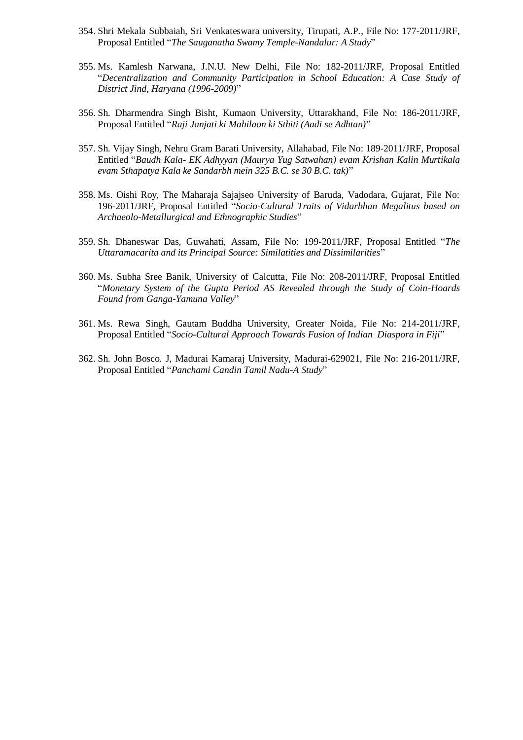354. Shri Mekala Subbaiah, Sri Venkateswara university, Tirupati, A.P., File No: 177-2011/JRF, Proposal Entitled "*The Sauganatha Swamy Temple-Nandalur: A Study*"

355. Ms. Kamlesh Narwana, J.N.U. New Delhi, File No: 182-2011/JRF, Proposal Entitled "*Decentralization and Community Participation in School Education: A Case Study of District Jind, Haryana (1996-2009)*"

356. Sh. Dharmendra Singh Bisht, Kumaon University, Uttarakhand, File No: 186-2011/JRF, Proposal Entitled "*Raji Janjati ki Mahilaon ki Sthiti (Aadi se Adhtan)*"

357. Sh. Vijay Singh, Nehru Gram Barati University, Allahabad, File No: 189-2011/JRF, Proposal Entitled "*Baudh Kala- EK Adhyyan (Maurya Yug Satwahan) evam Krishan Kalin Murtikala evam Sthapatya Kala ke Sandarbh mein 325 B.C. se 30 B.C. tak)*"

358. Ms. Oishi Roy, The Maharaja Sajajseo University of Baruda, Vadodara, Gujarat, File No: 196-2011/JRF, Proposal Entitled "*Socio-Cultural Traits of Vidarbhan Megalitus based on Archaeolo-Metallurgical and Ethnographic Studies*"

359. Sh. Dhaneswar Das, Guwahati, Assam, File No: 199-2011/JRF, Proposal Entitled "*The Uttaramacarita and its Principal Source: Similatities and Dissimilarities*"

360. Ms. Subha Sree Banik, University of Calcutta, File No: 208-2011/JRF, Proposal Entitled "*Monetary System of the Gupta Period AS Revealed through the Study of Coin-Hoards Found from Ganga-Yamuna Valley*"

361. Ms. Rewa Singh, Gautam Buddha University, Greater Noida, File No: 214-2011/JRF, Proposal Entitled "*Socio-Cultural Approach Towards Fusion of Indian Diaspora in Fiji*"

362. Sh. John Bosco. J, Madurai Kamaraj University, Madurai-629021, File No: 216-2011/JRF, Proposal Entitled "*Panchami Candin Tamil Nadu-A Study*"